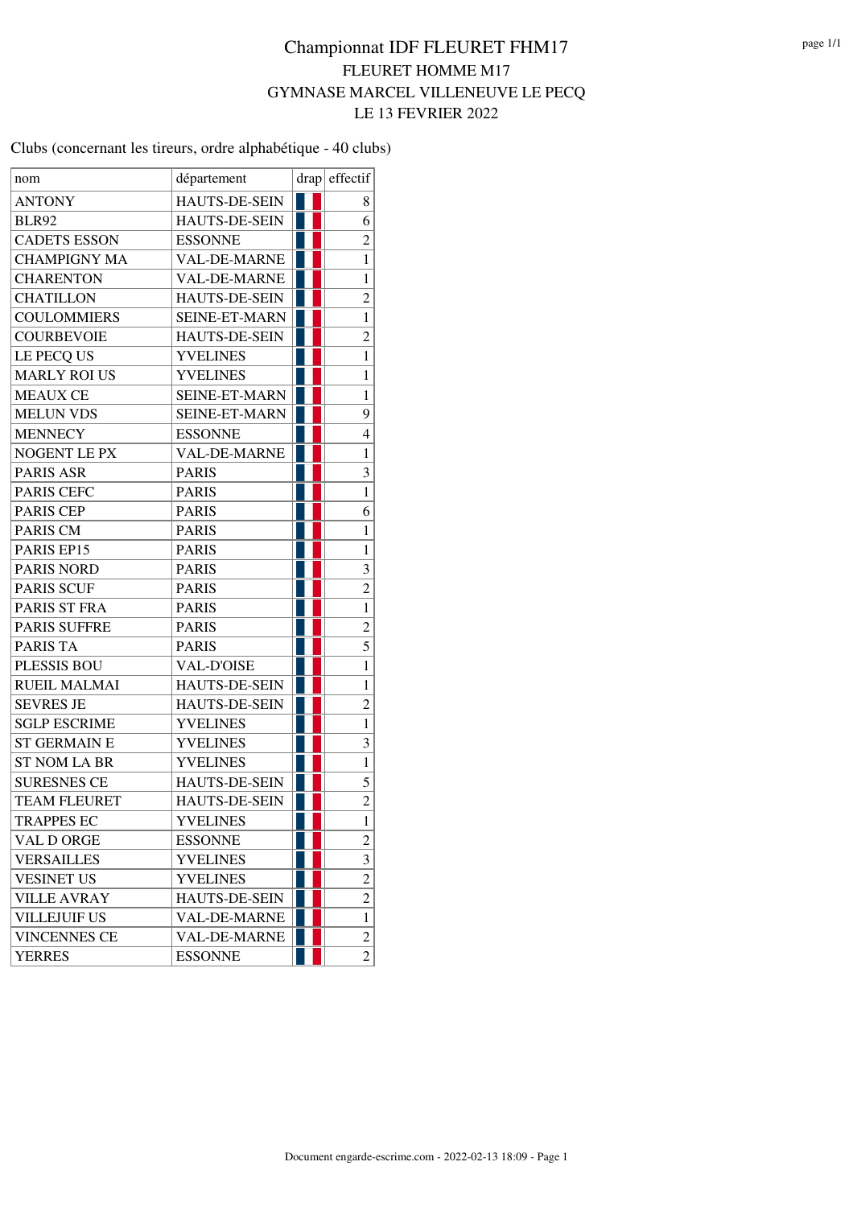# Championnat IDF FLEURET FHM17

FLEURET HOMME M17

GYMNASE MARCEL VILLENEUVE LE PECQ

LE 13 FEVRIER 2022

Clubs (concernant les tireurs, ordre alphabétique - 40 clubs)

| nom | département | drap | effectif |
|---|---|---|---|
| ANTONY | HAUTS-DE-SEIN | | 8 |
| BLR92 | HAUTS-DE-SEIN | | 6 |
| CADETS ESSON | ESSONNE | | 2 |
| CHAMPIGNY MA | VAL-DE-MARNE | | 1 |
| CHARENTON | VAL-DE-MARNE | | 1 |
| CHATILLON | HAUTS-DE-SEIN | | 2 |
| COULOMMIERS | SEINE-ET-MARN | | 1 |
| COURBEVOIE | HAUTS-DE-SEIN | | 2 |
| LE PECQ US | YVELINES | | 1 |
| MARLY ROI US | YVELINES | | 1 |
| MEAUX CE | SEINE-ET-MARN | | 1 |
| MELUN VDS | SEINE-ET-MARN | | 9 |
| MENNECY | ESSONNE | | 4 |
| NOGENT LE PX | VAL-DE-MARNE | | 1 |
| PARIS ASR | PARIS | | 3 |
| PARIS CEFC | PARIS | | 1 |
| PARIS CEP | PARIS | | 6 |
| PARIS CM | PARIS | | 1 |
| PARIS EP15 | PARIS | | 1 |
| PARIS NORD | PARIS | | 3 |
| PARIS SCUF | PARIS | | 2 |
| PARIS ST FRA | PARIS | | 1 |
| PARIS SUFFRE | PARIS | | 2 |
| PARIS TA | PARIS | | 5 |
| PLESSIS BOU | VAL-D'OISE | | 1 |
| RUEIL MALMAI | HAUTS-DE-SEIN | | 1 |
| SEVRES JE | HAUTS-DE-SEIN | | 2 |
| SGLP ESCRIME | YVELINES | | 1 |
| ST GERMAIN E | YVELINES | | 3 |
| ST NOM LA BR | YVELINES | | 1 |
| SURESNES CE | HAUTS-DE-SEIN | | 5 |
| TEAM FLEURET | HAUTS-DE-SEIN | | 2 |
| TRAPPES EC | YVELINES | | 1 |
| VAL D ORGE | ESSONNE | | 2 |
| VERSAILLES | YVELINES | | 3 |
| VESINET US | YVELINES | | 2 |
| VILLE AVRAY | HAUTS-DE-SEIN | | 2 |
| VILLEJUIF US | VAL-DE-MARNE | | 1 |
| VINCENNES CE | VAL-DE-MARNE | | 2 |
| YERRES | ESSONNE | | 2 |

Document engarde-escrime.com - 2022-02-13 18:09 - Page 1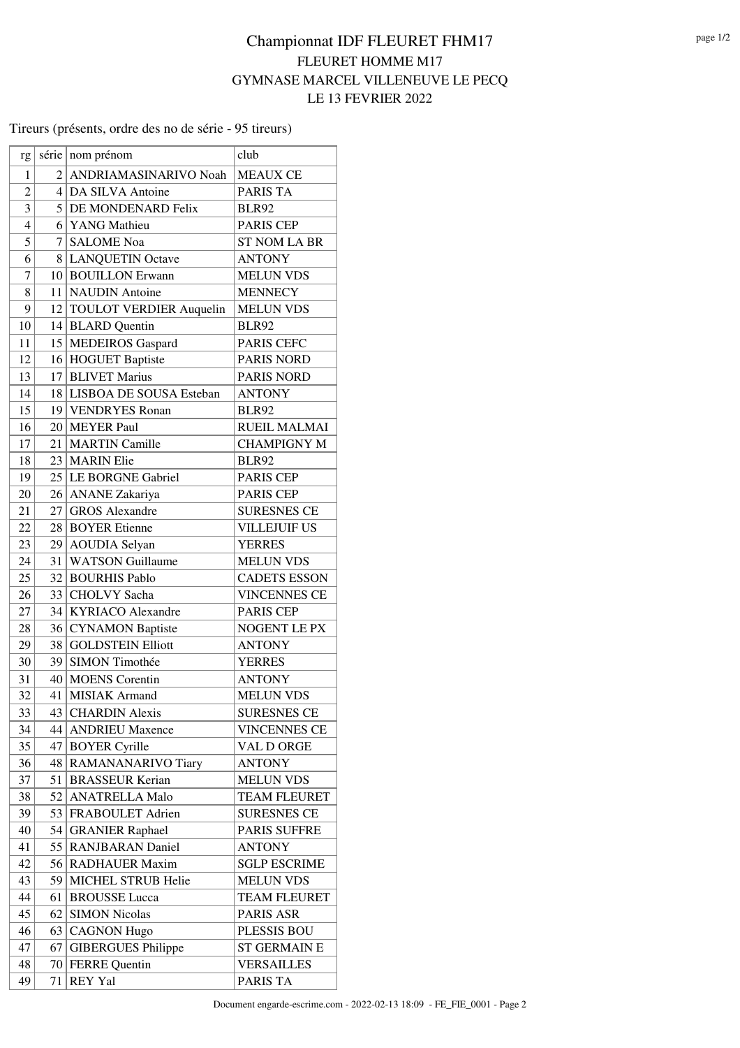# Championnat IDF FLEURET FHM17

## FLEURET HOMME M17

## GYMNASE MARCEL VILLENEUVE LE PECQ

## LE 13 FEVRIER 2022

Tireurs (présents, ordre des no de série - 95 tireurs)

| rg | série | nom prénom | club |
|---|---|---|---|
| 1 | 2 | ANDRIAMASINARIVO Noah | MEAUX CE |
| 2 | 4 | DA SILVA Antoine | PARIS TA |
| 3 | 5 | DE MONDENARD Felix | BLR92 |
| 4 | 6 | YANG Mathieu | PARIS CEP |
| 5 | 7 | SALOME Noa | ST NOM LA BR |
| 6 | 8 | LANQUETIN Octave | ANTONY |
| 7 | 10 | BOUILLON Erwann | MELUN VDS |
| 8 | 11 | NAUDIN Antoine | MENNECY |
| 9 | 12 | TOULOT VERDIER Auquelin | MELUN VDS |
| 10 | 14 | BLARD Quentin | BLR92 |
| 11 | 15 | MEDEIROS Gaspard | PARIS CEFC |
| 12 | 16 | HOGUET Baptiste | PARIS NORD |
| 13 | 17 | BLIVET Marius | PARIS NORD |
| 14 | 18 | LISBOA DE SOUSA Esteban | ANTONY |
| 15 | 19 | VENDRYES Ronan | BLR92 |
| 16 | 20 | MEYER Paul | RUEIL MALMAI |
| 17 | 21 | MARTIN Camille | CHAMPIGNY M |
| 18 | 23 | MARIN Elie | BLR92 |
| 19 | 25 | LE BORGNE Gabriel | PARIS CEP |
| 20 | 26 | ANANE Zakariya | PARIS CEP |
| 21 | 27 | GROS Alexandre | SURESNES CE |
| 22 | 28 | BOYER Etienne | VILLEJUIF US |
| 23 | 29 | AOUDIA Selyan | YERRES |
| 24 | 31 | WATSON Guillaume | MELUN VDS |
| 25 | 32 | BOURHIS Pablo | CADETS ESSON |
| 26 | 33 | CHOLVY Sacha | VINCENNES CE |
| 27 | 34 | KYRIACO Alexandre | PARIS CEP |
| 28 | 36 | CYNAMON Baptiste | NOGENT LE PX |
| 29 | 38 | GOLDSTEIN Elliott | ANTONY |
| 30 | 39 | SIMON Timothée | YERRES |
| 31 | 40 | MOENS Corentin | ANTONY |
| 32 | 41 | MISIAK Armand | MELUN VDS |
| 33 | 43 | CHARDIN Alexis | SURESNES CE |
| 34 | 44 | ANDRIEU Maxence | VINCENNES CE |
| 35 | 47 | BOYER Cyrille | VAL D ORGE |
| 36 | 48 | RAMANANARIVO Tiary | ANTONY |
| 37 | 51 | BRASSEUR Kerian | MELUN VDS |
| 38 | 52 | ANATRELLA Malo | TEAM FLEURET |
| 39 | 53 | FRABOULET Adrien | SURESNES CE |
| 40 | 54 | GRANIER Raphael | PARIS SUFFRE |
| 41 | 55 | RANJBARAN Daniel | ANTONY |
| 42 | 56 | RADHAUER Maxim | SGLP ESCRIME |
| 43 | 59 | MICHEL STRUB Helie | MELUN VDS |
| 44 | 61 | BROUSSE Lucca | TEAM FLEURET |
| 45 | 62 | SIMON Nicolas | PARIS ASR |
| 46 | 63 | CAGNON Hugo | PLESSIS BOU |
| 47 | 67 | GIBERGUES Philippe | ST GERMAIN E |
| 48 | 70 | FERRE Quentin | VERSAILLES |
| 49 | 71 | REY Yal | PARIS TA |

Document engarde-escrime.com - 2022-02-13 18:09 - FE_FIE_0001 - Page 2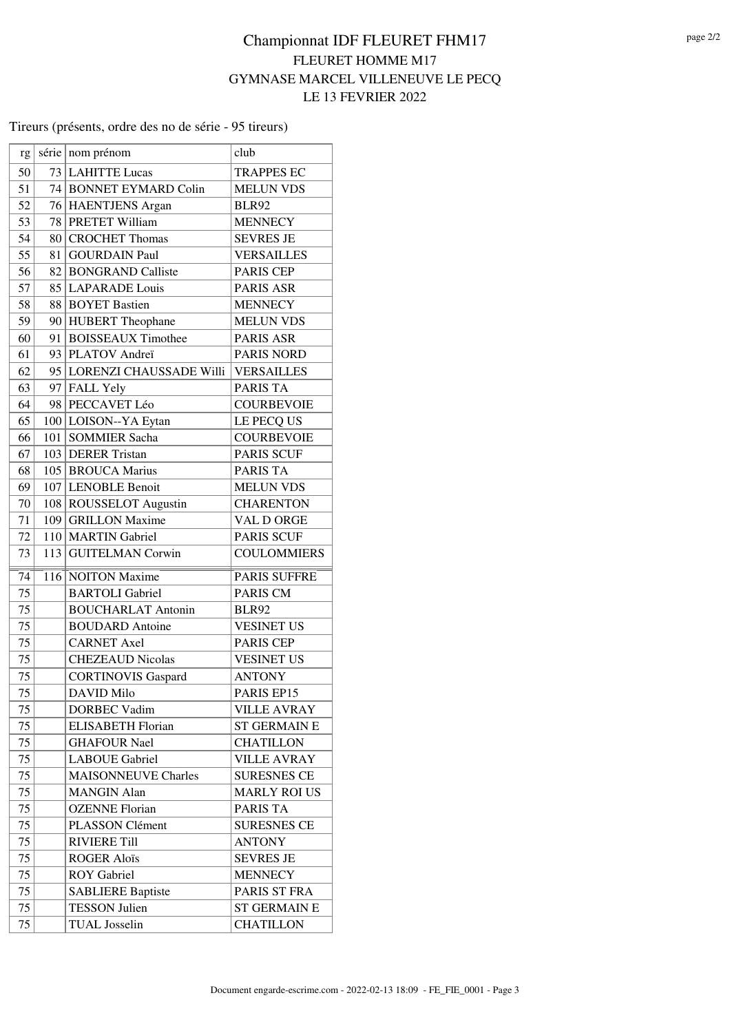# Championnat IDF FLEURET FHM17

FLEURET HOMME M17

GYMNASE MARCEL VILLENEUVE LE PECQ

LE 13 FEVRIER 2022

Tireurs (présents, ordre des no de série - 95 tireurs)

| rg | série | nom prénom | club |
|---|---|---|---|
| 50 | 73 | LAHITTE Lucas | TRAPPES EC |
| 51 | 74 | BONNET EYMARD Colin | MELUN VDS |
| 52 | 76 | HAENTJENS Argan | BLR92 |
| 53 | 78 | PRETET William | MENNECY |
| 54 | 80 | CROCHET Thomas | SEVRES JE |
| 55 | 81 | GOURDAIN Paul | VERSAILLES |
| 56 | 82 | BONGRAND Calliste | PARIS CEP |
| 57 | 85 | LAPARADE Louis | PARIS ASR |
| 58 | 88 | BOYET Bastien | MENNECY |
| 59 | 90 | HUBERT Theophane | MELUN VDS |
| 60 | 91 | BOISSEAUX Timothee | PARIS ASR |
| 61 | 93 | PLATOV Andreï | PARIS NORD |
| 62 | 95 | LORENZI CHAUSSADE Willi | VERSAILLES |
| 63 | 97 | FALL Yely | PARIS TA |
| 64 | 98 | PECCAVET Léo | COURBEVOIE |
| 65 | 100 | LOISON--YA Eytan | LE PECQ US |
| 66 | 101 | SOMMIER Sacha | COURBEVOIE |
| 67 | 103 | DERER Tristan | PARIS SCUF |
| 68 | 105 | BROUCA Marius | PARIS TA |
| 69 | 107 | LENOBLE Benoit | MELUN VDS |
| 70 | 108 | ROUSSELOT Augustin | CHARENTON |
| 71 | 109 | GRILLON Maxime | VAL D ORGE |
| 72 | 110 | MARTIN Gabriel | PARIS SCUF |
| 73 | 113 | GUITELMAN Corwin | COULOMMIERS |
| 74 | 116 | NOITON Maxime | PARIS SUFFRE |
| 75 | | BARTOLI Gabriel | PARIS CM |
| 75 | | BOUCHARLAT Antonin | BLR92 |
| 75 | | BOUDARD Antoine | VESINET US |
| 75 | | CARNET Axel | PARIS CEP |
| 75 | | CHEZEAUD Nicolas | VESINET US |
| 75 | | CORTINOVIS Gaspard | ANTONY |
| 75 | | DAVID Milo | PARIS EP15 |
| 75 | | DORBEC Vadim | VILLE AVRAY |
| 75 | | ELISABETH Florian | ST GERMAIN E |
| 75 | | GHAFOUR Nael | CHATILLON |
| 75 | | LABOUE Gabriel | VILLE AVRAY |
| 75 | | MAISONNEUVE Charles | SURESNES CE |
| 75 | | MANGIN Alan | MARLY ROI US |
| 75 | | OZENNE Florian | PARIS TA |
| 75 | | PLASSON Clément | SURESNES CE |
| 75 | | RIVIERE Till | ANTONY |
| 75 | | ROGER Aloïs | SEVRES JE |
| 75 | | ROY Gabriel | MENNECY |
| 75 | | SABLIERE Baptiste | PARIS ST FRA |
| 75 | | TESSON Julien | ST GERMAIN E |
| 75 | | TUAL Josselin | CHATILLON |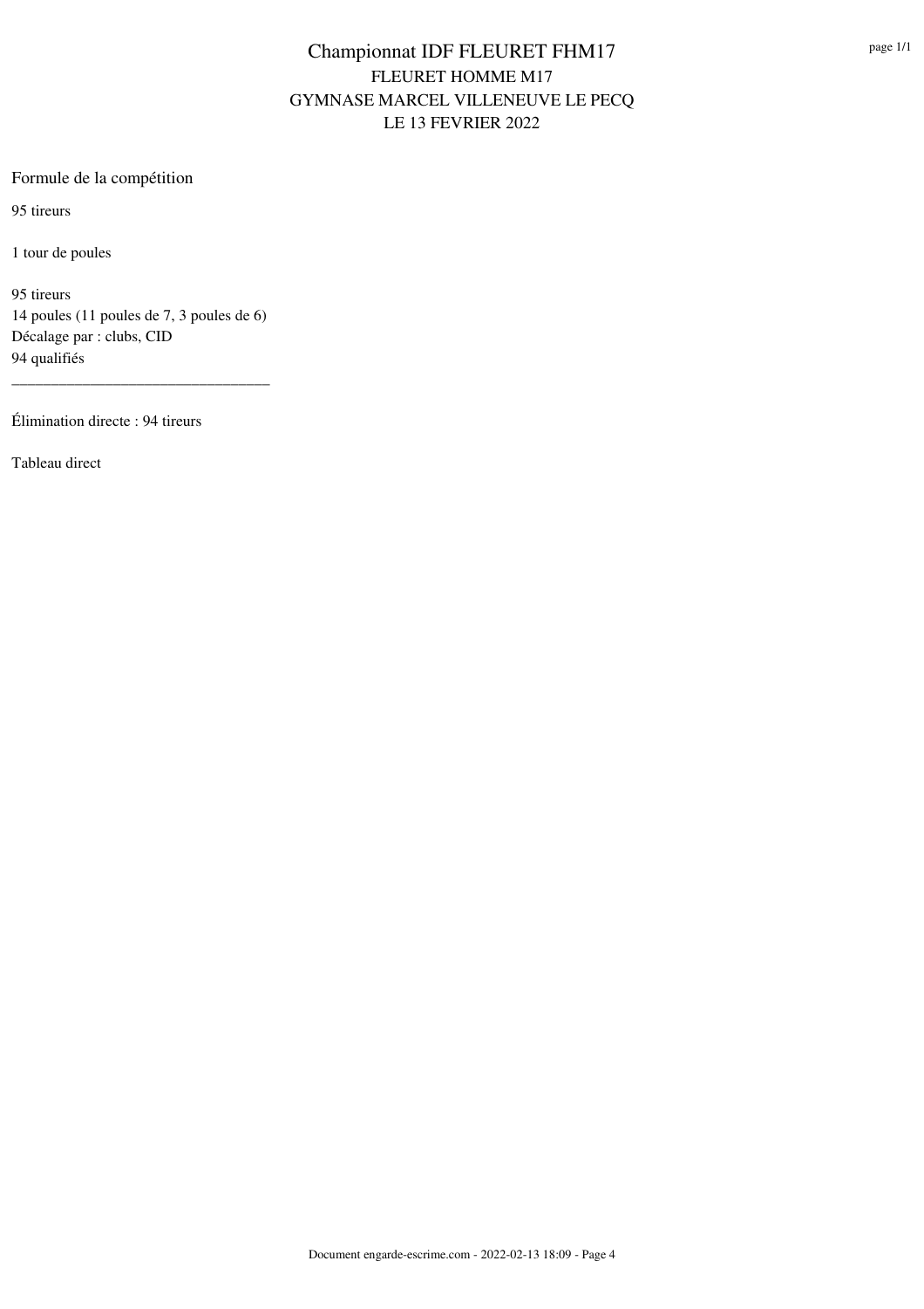# Championnat IDF FLEURET FHM17

FLEURET HOMME M17

GYMNASE MARCEL VILLENEUVE LE PECQ

LE 13 FEVRIER 2022

## Formule de la compétition

95 tireurs

1 tour de poules

95 tireurs
14 poules (11 poules de 7, 3 poules de 6)
Décalage par : clubs, CID
94 qualifiés

---

Élimination directe : 94 tireurs

Tableau direct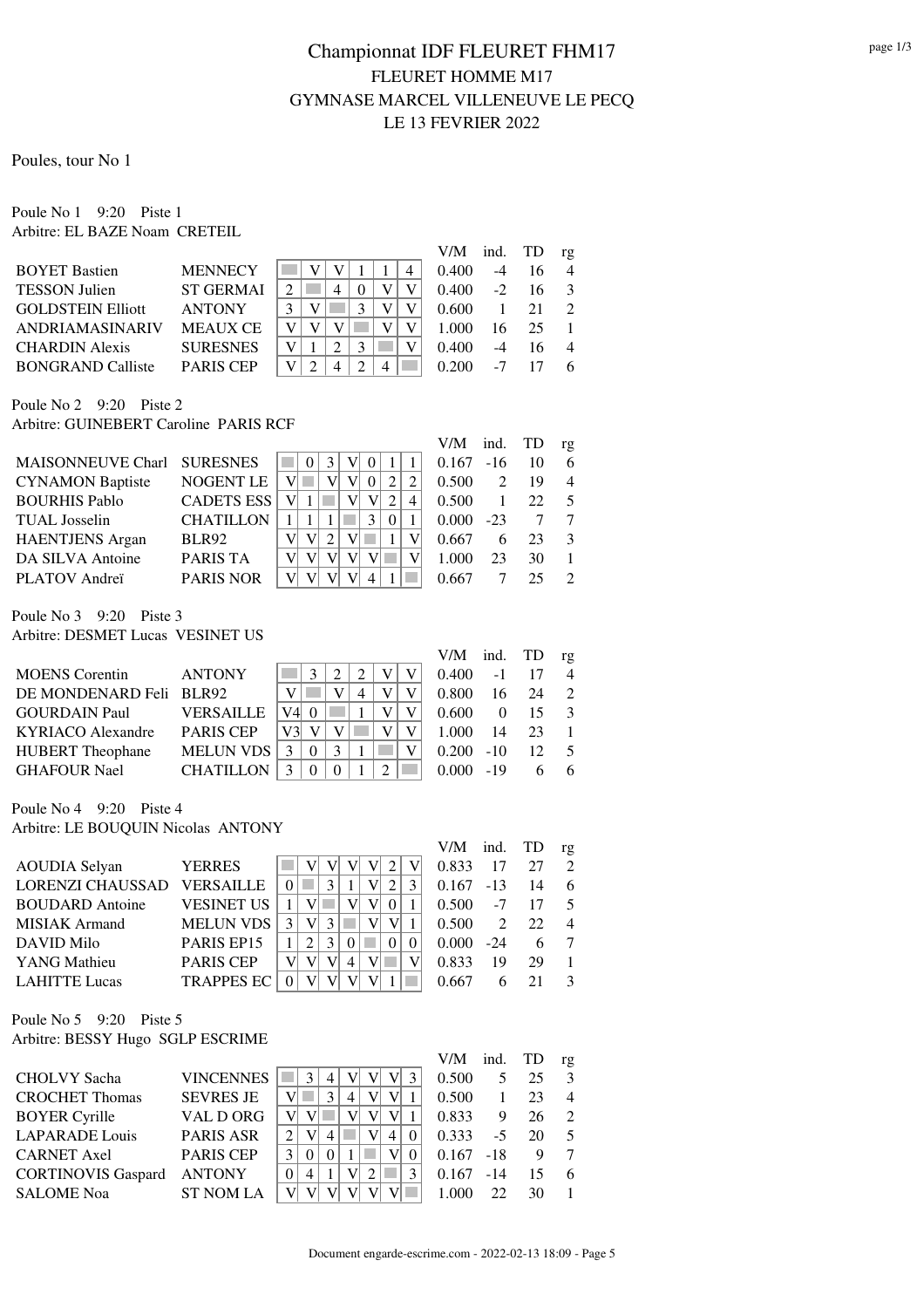# Championnat IDF FLEURET FHM17

FLEURET HOMME M17

GYMNASE MARCEL VILLENEUVE LE PECQ

LE 13 FEVRIER 2022

Poules, tour No 1

Poule No 1    9:20    Piste 1

Arbitre: EL BAZE Noam  CRETEIL

| Nom | Club | 1 | 2 | 3 | 4 | 5 | 6 | V/M | ind. | TD | rg |
|---|---|---|---|---|---|---|---|---|---|---|---|
| BOYET Bastien | MENNECY | | V | V | 1 | 1 | 4 | 0.400 | -4 | 16 | 4 |
| TESSON Julien | ST GERMAI | 2 | | 4 | 0 | V | V | 0.400 | -2 | 16 | 3 |
| GOLDSTEIN Elliott | ANTONY | 3 | V | | 3 | V | V | 0.600 | 1 | 21 | 2 |
| ANDRIAMASINARIV | MEAUX CE | V | V | V | | V | V | 1.000 | 16 | 25 | 1 |
| CHARDIN Alexis | SURESNES | V | 1 | 2 | 3 | | V | 0.400 | -4 | 16 | 4 |
| BONGRAND Calliste | PARIS CEP | V | 2 | 4 | 2 | 4 | | 0.200 | -7 | 17 | 6 |

Poule No 2    9:20    Piste 2

Arbitre: GUINEBERT Caroline  PARIS RCF

| Nom | Club | 1 | 2 | 3 | 4 | 5 | 6 | 7 | V/M | ind. | TD | rg |
|---|---|---|---|---|---|---|---|---|---|---|---|---|
| MAISONNEUVE Charl | SURESNES | | 0 | 3 | V | 0 | 1 | 1 | 0.167 | -16 | 10 | 6 |
| CYNAMON Baptiste | NOGENT LE | V | | V | V | 0 | 2 | 2 | 0.500 | 2 | 19 | 4 |
| BOURHIS Pablo | CADETS ESS | V | 1 | | V | V | 2 | 4 | 0.500 | 1 | 22 | 5 |
| TUAL Josselin | CHATILLON | 1 | 1 | 1 | | 3 | 0 | 1 | 0.000 | -23 | 7 | 7 |
| HAENTJENS Argan | BLR92 | V | V | 2 | V | | 1 | V | 0.667 | 6 | 23 | 3 |
| DA SILVA Antoine | PARIS TA | V | V | V | V | V | | V | 1.000 | 23 | 30 | 1 |
| PLATOV Andreï | PARIS NOR | V | V | V | V | 4 | 1 | | 0.667 | 7 | 25 | 2 |

Poule No 3    9:20    Piste 3

Arbitre: DESMET Lucas  VESINET US

| Nom | Club | 1 | 2 | 3 | 4 | 5 | 6 | V/M | ind. | TD | rg |
|---|---|---|---|---|---|---|---|---|---|---|---|
| MOENS Corentin | ANTONY | | 3 | 2 | 2 | V | V | 0.400 | -1 | 17 | 4 |
| DE MONDENARD Feli | BLR92 | V | | V | 4 | V | V | 0.800 | 16 | 24 | 2 |
| GOURDAIN Paul | VERSAILLE | V4 | 0 | | 1 | V | V | 0.600 | 0 | 15 | 3 |
| KYRIACO Alexandre | PARIS CEP | V3 | V | V | | V | V | 1.000 | 14 | 23 | 1 |
| HUBERT Theophane | MELUN VDS | 3 | 0 | 3 | 1 | | V | 0.200 | -10 | 12 | 5 |
| GHAFOUR Nael | CHATILLON | 3 | 0 | 0 | 1 | 2 | | 0.000 | -19 | 6 | 6 |

Poule No 4    9:20    Piste 4

Arbitre: LE BOUQUIN Nicolas  ANTONY

| Nom | Club | 1 | 2 | 3 | 4 | 5 | 6 | 7 | V/M | ind. | TD | rg |
|---|---|---|---|---|---|---|---|---|---|---|---|---|
| AOUDIA Selyan | YERRES | | V | V | V | V | 2 | V | 0.833 | 17 | 27 | 2 |
| LORENZI CHAUSSAD | VERSAILLE | 0 | | V | 1 | V | 2 | 3 | 0.167 | -13 | 14 | 6 |
| BOUDARD Antoine | VESINET US | 1 | V | | V | V | 0 | 1 | 0.500 | -7 | 17 | 5 |
| MISIAK Armand | MELUN VDS | 3 | V | 3 | | V | V | 1 | 0.500 | 2 | 22 | 4 |
| DAVID Milo | PARIS EP15 | 1 | 2 | 3 | 0 | | 0 | 0 | 0.000 | -24 | 6 | 7 |
| YANG Mathieu | PARIS CEP | V | V | V | 4 | V | | V | 0.833 | 19 | 29 | 1 |
| LAHITTE Lucas | TRAPPES EC | 0 | V | V | V | V | 1 | | 0.667 | 6 | 21 | 3 |

Poule No 5    9:20    Piste 5

Arbitre: BESSY Hugo  SGLP ESCRIME

| Nom | Club | 1 | 2 | 3 | 4 | 5 | 6 | 7 | V/M | ind. | TD | rg |
|---|---|---|---|---|---|---|---|---|---|---|---|---|
| CHOLVY Sacha | VINCENNES | | 3 | 4 | V | V | V | 3 | 0.500 | 5 | 25 | 3 |
| CROCHET Thomas | SEVRES JE | V | | 3 | 4 | V | V | 1 | 0.500 | 1 | 23 | 4 |
| BOYER Cyrille | VAL D ORG | V | V | | V | V | V | 1 | 0.833 | 9 | 26 | 2 |
| LAPARADE Louis | PARIS ASR | 2 | V | 4 | | V | 4 | 0 | 0.333 | -5 | 20 | 5 |
| CARNET Axel | PARIS CEP | 3 | 0 | 0 | 1 | | V | 0 | 0.167 | -18 | 9 | 7 |
| CORTINOVIS Gaspard | ANTONY | 0 | 4 | 1 | V | 2 | | 3 | 0.167 | -14 | 15 | 6 |
| SALOME Noa | ST NOM LA | V | V | V | V | V | V | | 1.000 | 22 | 30 | 1 |

Document engarde-escrime.com - 2022-02-13 18:09 - Page 5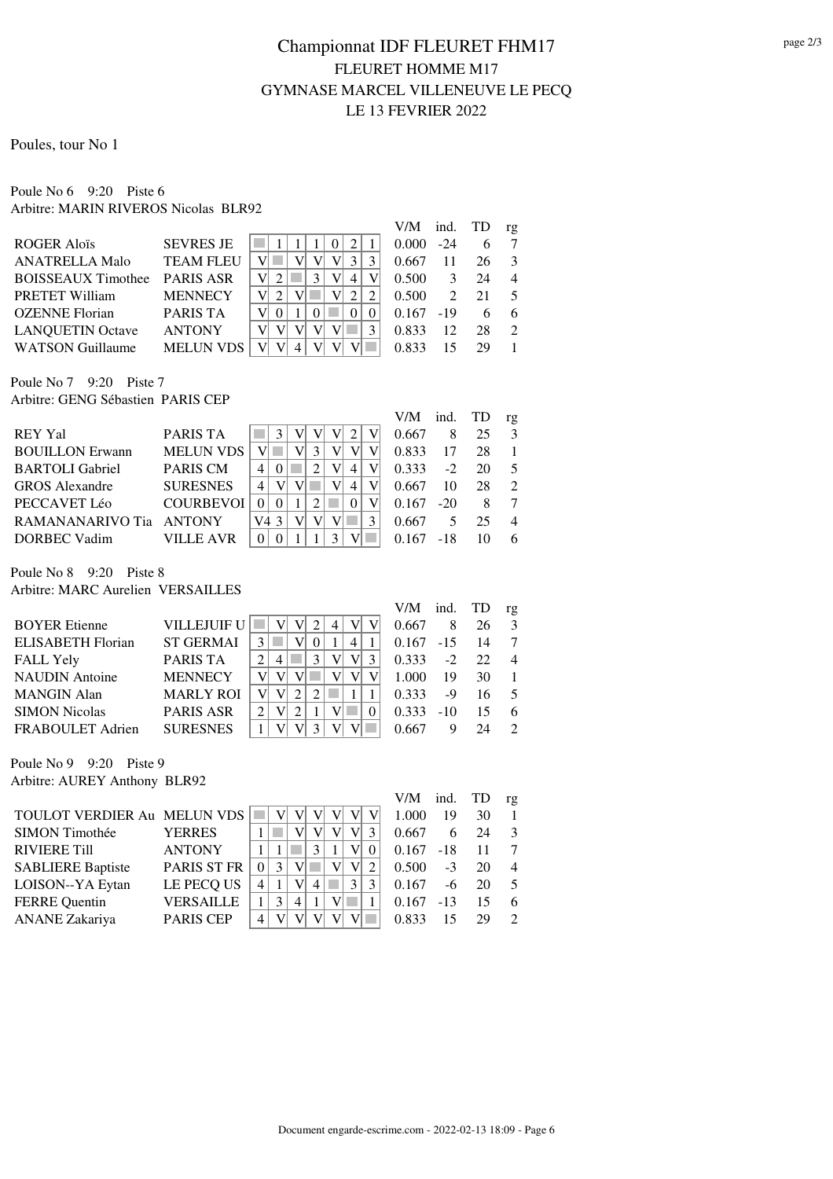# Championnat IDF FLEURET FHM17

## FLEURET HOMME M17

## GYMNASE MARCEL VILLENEUVE LE PECQ

## LE 13 FEVRIER 2022

Poules, tour No 1

Poule No 6 9:20 Piste 6
Arbitre: MARIN RIVEROS Nicolas BLR92

| | | 1 | 2 | 3 | 4 | 5 | 6 | 7 | V/M | ind. | TD | rg |
|---|---|---|---|---|---|---|---|---|---|---|---|---|
| ROGER Aloïs | SEVRES JE | | 1 | 1 | 1 | 0 | 2 | 1 | 0.000 | -24 | 6 | 7 |
| ANATRELLA Malo | TEAM FLEU | V | | V | V | V | 3 | 3 | 0.667 | 11 | 26 | 3 |
| BOISSEAUX Timothee | PARIS ASR | V | 2 | | 3 | V | 4 | V | 0.500 | 3 | 24 | 4 |
| PRETET William | MENNECY | V | 2 | V | | V | 2 | 2 | 0.500 | 2 | 21 | 5 |
| OZENNE Florian | PARIS TA | V | 0 | 1 | 0 | | 0 | 0 | 0.167 | -19 | 6 | 6 |
| LANQUETIN Octave | ANTONY | V | V | V | V | V | | 3 | 0.833 | 12 | 28 | 2 |
| WATSON Guillaume | MELUN VDS | V | V | 4 | V | V | V | | 0.833 | 15 | 29 | 1 |

Poule No 7 9:20 Piste 7
Arbitre: GENG Sébastien PARIS CEP

| | | 1 | 2 | 3 | 4 | 5 | 6 | 7 | V/M | ind. | TD | rg |
|---|---|---|---|---|---|---|---|---|---|---|---|---|
| REY Yal | PARIS TA | | 3 | V | V | V | 2 | V | 0.667 | 8 | 25 | 3 |
| BOUILLON Erwann | MELUN VDS | V | | V | 3 | V | V | V | 0.833 | 17 | 28 | 1 |
| BARTOLI Gabriel | PARIS CM | 4 | 0 | | 2 | V | 4 | V | 0.333 | -2 | 20 | 5 |
| GROS Alexandre | SURESNES | 4 | V | V | | V | 4 | V | 0.667 | 10 | 28 | 2 |
| PECCAVET Léo | COURBEVOI | 0 | 0 | 1 | 2 | | 0 | V | 0.167 | -20 | 8 | 7 |
| RAMANANARIVO Tia | ANTONY | V4 | 3 | V | V | V | | 3 | 0.667 | 5 | 25 | 4 |
| DORBEC Vadim | VILLE AVR | 0 | 0 | 1 | 1 | 3 | V | | 0.167 | -18 | 10 | 6 |

Poule No 8 9:20 Piste 8
Arbitre: MARC Aurelien VERSAILLES

| | | 1 | 2 | 3 | 4 | 5 | 6 | 7 | V/M | ind. | TD | rg |
|---|---|---|---|---|---|---|---|---|---|---|---|---|
| BOYER Etienne | VILLEJUIF U | | V | V | 2 | 4 | V | V | 0.667 | 8 | 26 | 3 |
| ELISABETH Florian | ST GERMAI | 3 | | V | 0 | 1 | 4 | 1 | 0.167 | -15 | 14 | 7 |
| FALL Yely | PARIS TA | 2 | 4 | | 3 | V | V | 3 | 0.333 | -2 | 22 | 4 |
| NAUDIN Antoine | MENNECY | V | V | V | | V | V | V | 1.000 | 19 | 30 | 1 |
| MANGIN Alan | MARLY ROI | V | V | 2 | 2 | | 1 | 1 | 0.333 | -9 | 16 | 5 |
| SIMON Nicolas | PARIS ASR | 2 | V | 2 | 1 | V | | 0 | 0.333 | -10 | 15 | 6 |
| FRABOULET Adrien | SURESNES | 1 | V | V | 3 | V | V | | 0.667 | 9 | 24 | 2 |

Poule No 9 9:20 Piste 9
Arbitre: AUREY Anthony BLR92

| | | 1 | 2 | 3 | 4 | 5 | 6 | 7 | V/M | ind. | TD | rg |
|---|---|---|---|---|---|---|---|---|---|---|---|---|
| TOULOT VERDIER Au | MELUN VDS | | V | V | V | V | V | V | 1.000 | 19 | 30 | 1 |
| SIMON Timothée | YERRES | 1 | | V | V | V | V | 3 | 0.667 | 6 | 24 | 3 |
| RIVIERE Till | ANTONY | 1 | 1 | | 3 | 1 | V | 0 | 0.167 | -18 | 11 | 7 |
| SABLIERE Baptiste | PARIS ST FR | 0 | 3 | V | | V | V | 2 | 0.500 | -3 | 20 | 4 |
| LOISON--YA Eytan | LE PECQ US | 4 | 1 | V | 4 | | 3 | 3 | 0.167 | -6 | 20 | 5 |
| FERRE Quentin | VERSAILLE | 1 | 3 | 4 | 1 | V | | 1 | 0.167 | -13 | 15 | 6 |
| ANANE Zakariya | PARIS CEP | 4 | V | V | V | V | V | | 0.833 | 15 | 29 | 2 |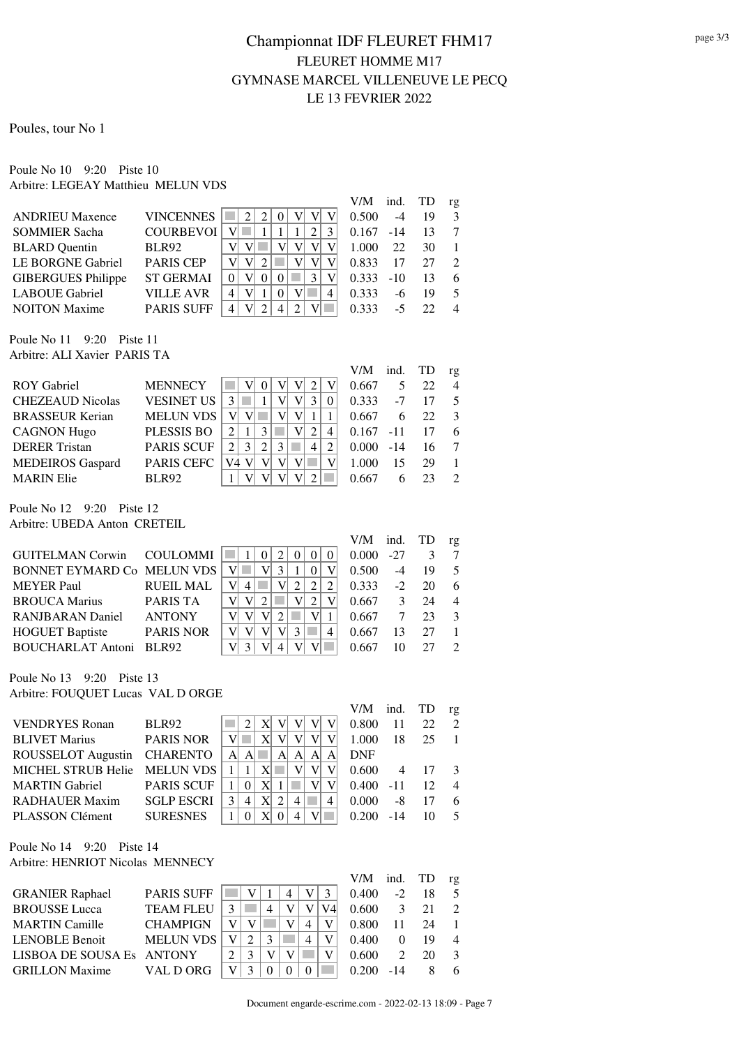# Championnat IDF FLEURET FHM17

## FLEURET HOMME M17

## GYMNASE MARCEL VILLENEUVE LE PECQ

## LE 13 FEVRIER 2022

Poules, tour No 1

Poule No 10 9:20 Piste 10
Arbitre: LEGEAY Matthieu MELUN VDS

| | | 1 | 2 | 3 | 4 | 5 | 6 | 7 | V/M | ind. | TD | rg |
|---|---|---|---|---|---|---|---|---|---|---|---|---|
| ANDRIEU Maxence | VINCENNES | | 2 | 2 | 0 | V | V | V | 0.500 | -4 | 19 | 3 |
| SOMMIER Sacha | COURBEVOI | V | | 1 | 1 | 1 | 2 | 3 | 0.167 | -14 | 13 | 7 |
| BLARD Quentin | BLR92 | V | V | | V | V | V | V | 1.000 | 22 | 30 | 1 |
| LE BORGNE Gabriel | PARIS CEP | V | V | 2 | | V | V | V | 0.833 | 17 | 27 | 2 |
| GIBERGUES Philippe | ST GERMAI | 0 | V | 0 | 0 | | 3 | V | 0.333 | -10 | 13 | 6 |
| LABOUE Gabriel | VILLE AVR | 4 | V | 1 | 0 | V | | 4 | 0.333 | -6 | 19 | 5 |
| NOITON Maxime | PARIS SUFF | 4 | V | 2 | 4 | 2 | V | | 0.333 | -5 | 22 | 4 |

Poule No 11 9:20 Piste 11
Arbitre: ALI Xavier PARIS TA

| | | 1 | 2 | 3 | 4 | 5 | 6 | 7 | V/M | ind. | TD | rg |
|---|---|---|---|---|---|---|---|---|---|---|---|---|
| ROY Gabriel | MENNECY | | V | 0 | V | V | 2 | V | 0.667 | 5 | 22 | 4 |
| CHEZEAUD Nicolas | VESINET US | 3 | | 1 | V | V | 3 | 0 | 0.333 | -7 | 17 | 5 |
| BRASSEUR Kerian | MELUN VDS | V | V | | V | V | 1 | 1 | 0.667 | 6 | 22 | 3 |
| CAGNON Hugo | PLESSIS BO | 2 | 1 | 3 | | V | 2 | 4 | 0.167 | -11 | 17 | 6 |
| DERER Tristan | PARIS SCUF | 2 | 3 | 2 | 3 | | 4 | 2 | 0.000 | -14 | 16 | 7 |
| MEDEIROS Gaspard | PARIS CEFC | V4 | V | V | V | V | | V | 1.000 | 15 | 29 | 1 |
| MARIN Elie | BLR92 | 1 | V | V | V | V | 2 | | 0.667 | 6 | 23 | 2 |

Poule No 12 9:20 Piste 12
Arbitre: UBEDA Anton CRETEIL

| | | 1 | 2 | 3 | 4 | 5 | 6 | 7 | V/M | ind. | TD | rg |
|---|---|---|---|---|---|---|---|---|---|---|---|---|
| GUITELMAN Corwin | COULOMMI | | 1 | 0 | 2 | 0 | 0 | 0 | 0.000 | -27 | 3 | 7 |
| BONNET EYMARD Co | MELUN VDS | V | | V | 3 | 1 | 0 | V | 0.500 | -4 | 19 | 5 |
| MEYER Paul | RUEIL MAL | V | 4 | | V | 2 | 2 | 2 | 0.333 | -2 | 20 | 6 |
| BROUCA Marius | PARIS TA | V | V | 2 | | V | 2 | V | 0.667 | 3 | 24 | 4 |
| RANJBARAN Daniel | ANTONY | V | V | V | 2 | | V | 1 | 0.667 | 7 | 23 | 3 |
| HOGUET Baptiste | PARIS NOR | V | V | V | V | 3 | | 4 | 0.667 | 13 | 27 | 1 |
| BOUCHARLAT Antoni | BLR92 | V | 3 | V | 4 | V | V | | 0.667 | 10 | 27 | 2 |

Poule No 13 9:20 Piste 13
Arbitre: FOUQUET Lucas VAL D ORGE

| | | 1 | 2 | 3 | 4 | 5 | 6 | 7 | V/M | ind. | TD | rg |
|---|---|---|---|---|---|---|---|---|---|---|---|---|
| VENDRYES Ronan | BLR92 | | 2 | X | V | V | V | V | 0.800 | 11 | 22 | 2 |
| BLIVET Marius | PARIS NOR | V | | X | V | V | V | V | 1.000 | 18 | 25 | 1 |
| ROUSSELOT Augustin | CHARENTO | A | A | | A | A | A | A | DNF | | | |
| MICHEL STRUB Helie | MELUN VDS | 1 | 1 | X | | V | V | V | 0.600 | 4 | 17 | 3 |
| MARTIN Gabriel | PARIS SCUF | 1 | 0 | X | 1 | | V | V | 0.400 | -11 | 12 | 4 |
| RADHAUER Maxim | SGLP ESCRI | 3 | 4 | X | 2 | 4 | | 4 | 0.000 | -8 | 17 | 6 |
| PLASSON Clément | SURESNES | 1 | 0 | X | 0 | 4 | V | | 0.200 | -14 | 10 | 5 |

Poule No 14 9:20 Piste 14
Arbitre: HENRIOT Nicolas MENNECY

| | | 1 | 2 | 3 | 4 | 5 | 6 | V/M | ind. | TD | rg |
|---|---|---|---|---|---|---|---|---|---|---|---|
| GRANIER Raphael | PARIS SUFF | | V | 1 | 4 | V | 3 | 0.400 | -2 | 18 | 5 |
| BROUSSE Lucca | TEAM FLEU | 3 | | 4 | V | V | V4 | 0.600 | 3 | 21 | 2 |
| MARTIN Camille | CHAMPIGN | V | V | | V | 4 | V | 0.800 | 11 | 24 | 1 |
| LENOBLE Benoit | MELUN VDS | V | 2 | 3 | | 4 | V | 0.400 | 0 | 19 | 4 |
| LISBOA DE SOUSA Es | ANTONY | 2 | 3 | V | V | | V | 0.600 | 2 | 20 | 3 |
| GRILLON Maxime | VAL D ORG | V | 3 | 0 | 0 | 0 | | 0.200 | -14 | 8 | 6 |

Document engarde-escrime.com - 2022-02-13 18:09 - Page 7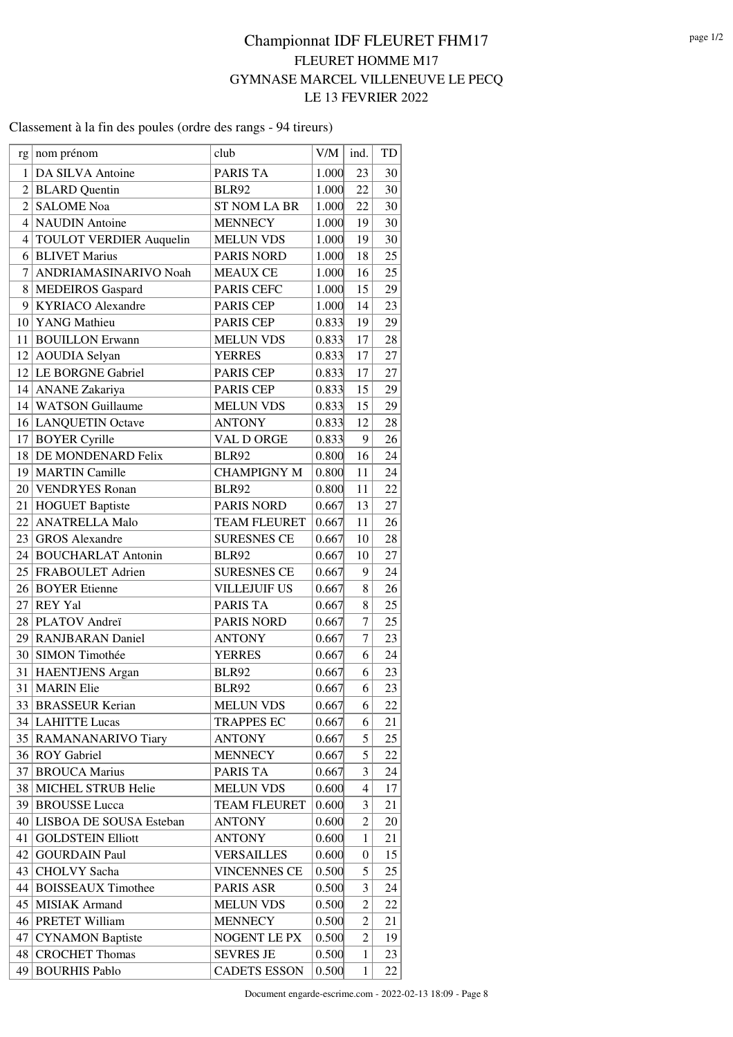# Championnat IDF FLEURET FHM17

## FLEURET HOMME M17

## GYMNASE MARCEL VILLENEUVE LE PECQ

## LE 13 FEVRIER 2022

Classement à la fin des poules (ordre des rangs - 94 tireurs)

| rg | nom prénom | club | V/M | ind. | TD |
|---|---|---|---|---|---|
| 1 | DA SILVA Antoine | PARIS TA | 1.000 | 23 | 30 |
| 2 | BLARD Quentin | BLR92 | 1.000 | 22 | 30 |
| 2 | SALOME Noa | ST NOM LA BR | 1.000 | 22 | 30 |
| 4 | NAUDIN Antoine | MENNECY | 1.000 | 19 | 30 |
| 4 | TOULOT VERDIER Auquelin | MELUN VDS | 1.000 | 19 | 30 |
| 6 | BLIVET Marius | PARIS NORD | 1.000 | 18 | 25 |
| 7 | ANDRIAMASINARIVO Noah | MEAUX CE | 1.000 | 16 | 25 |
| 8 | MEDEIROS Gaspard | PARIS CEFC | 1.000 | 15 | 29 |
| 9 | KYRIACO Alexandre | PARIS CEP | 1.000 | 14 | 23 |
| 10 | YANG Mathieu | PARIS CEP | 0.833 | 19 | 29 |
| 11 | BOUILLON Erwann | MELUN VDS | 0.833 | 17 | 28 |
| 12 | AOUDIA Selyan | YERRES | 0.833 | 17 | 27 |
| 12 | LE BORGNE Gabriel | PARIS CEP | 0.833 | 17 | 27 |
| 14 | ANANE Zakariya | PARIS CEP | 0.833 | 15 | 29 |
| 14 | WATSON Guillaume | MELUN VDS | 0.833 | 15 | 29 |
| 16 | LANQUETIN Octave | ANTONY | 0.833 | 12 | 28 |
| 17 | BOYER Cyrille | VAL D ORGE | 0.833 | 9 | 26 |
| 18 | DE MONDENARD Felix | BLR92 | 0.800 | 16 | 24 |
| 19 | MARTIN Camille | CHAMPIGNY M | 0.800 | 11 | 24 |
| 20 | VENDRYES Ronan | BLR92 | 0.800 | 11 | 22 |
| 21 | HOGUET Baptiste | PARIS NORD | 0.667 | 13 | 27 |
| 22 | ANATRELLA Malo | TEAM FLEURET | 0.667 | 11 | 26 |
| 23 | GROS Alexandre | SURESNES CE | 0.667 | 10 | 28 |
| 24 | BOUCHARLAT Antonin | BLR92 | 0.667 | 10 | 27 |
| 25 | FRABOULET Adrien | SURESNES CE | 0.667 | 9 | 24 |
| 26 | BOYER Etienne | VILLEJUIF US | 0.667 | 8 | 26 |
| 27 | REY Yal | PARIS TA | 0.667 | 8 | 25 |
| 28 | PLATOV Andreï | PARIS NORD | 0.667 | 7 | 25 |
| 29 | RANJBARAN Daniel | ANTONY | 0.667 | 7 | 23 |
| 30 | SIMON Timothée | YERRES | 0.667 | 6 | 24 |
| 31 | HAENTJENS Argan | BLR92 | 0.667 | 6 | 23 |
| 31 | MARIN Elie | BLR92 | 0.667 | 6 | 23 |
| 33 | BRASSEUR Kerian | MELUN VDS | 0.667 | 6 | 22 |
| 34 | LAHITTE Lucas | TRAPPES EC | 0.667 | 6 | 21 |
| 35 | RAMANANARIVO Tiary | ANTONY | 0.667 | 5 | 25 |
| 36 | ROY Gabriel | MENNECY | 0.667 | 5 | 22 |
| 37 | BROUCA Marius | PARIS TA | 0.667 | 3 | 24 |
| 38 | MICHEL STRUB Helie | MELUN VDS | 0.600 | 4 | 17 |
| 39 | BROUSSE Lucca | TEAM FLEURET | 0.600 | 3 | 21 |
| 40 | LISBOA DE SOUSA Esteban | ANTONY | 0.600 | 2 | 20 |
| 41 | GOLDSTEIN Elliott | ANTONY | 0.600 | 1 | 21 |
| 42 | GOURDAIN Paul | VERSAILLES | 0.600 | 0 | 15 |
| 43 | CHOLVY Sacha | VINCENNES CE | 0.500 | 5 | 25 |
| 44 | BOISSEAUX Timothee | PARIS ASR | 0.500 | 3 | 24 |
| 45 | MISIAK Armand | MELUN VDS | 0.500 | 2 | 22 |
| 46 | PRETET William | MENNECY | 0.500 | 2 | 21 |
| 47 | CYNAMON Baptiste | NOGENT LE PX | 0.500 | 2 | 19 |
| 48 | CROCHET Thomas | SEVRES JE | 0.500 | 1 | 23 |
| 49 | BOURHIS Pablo | CADETS ESSON | 0.500 | 1 | 22 |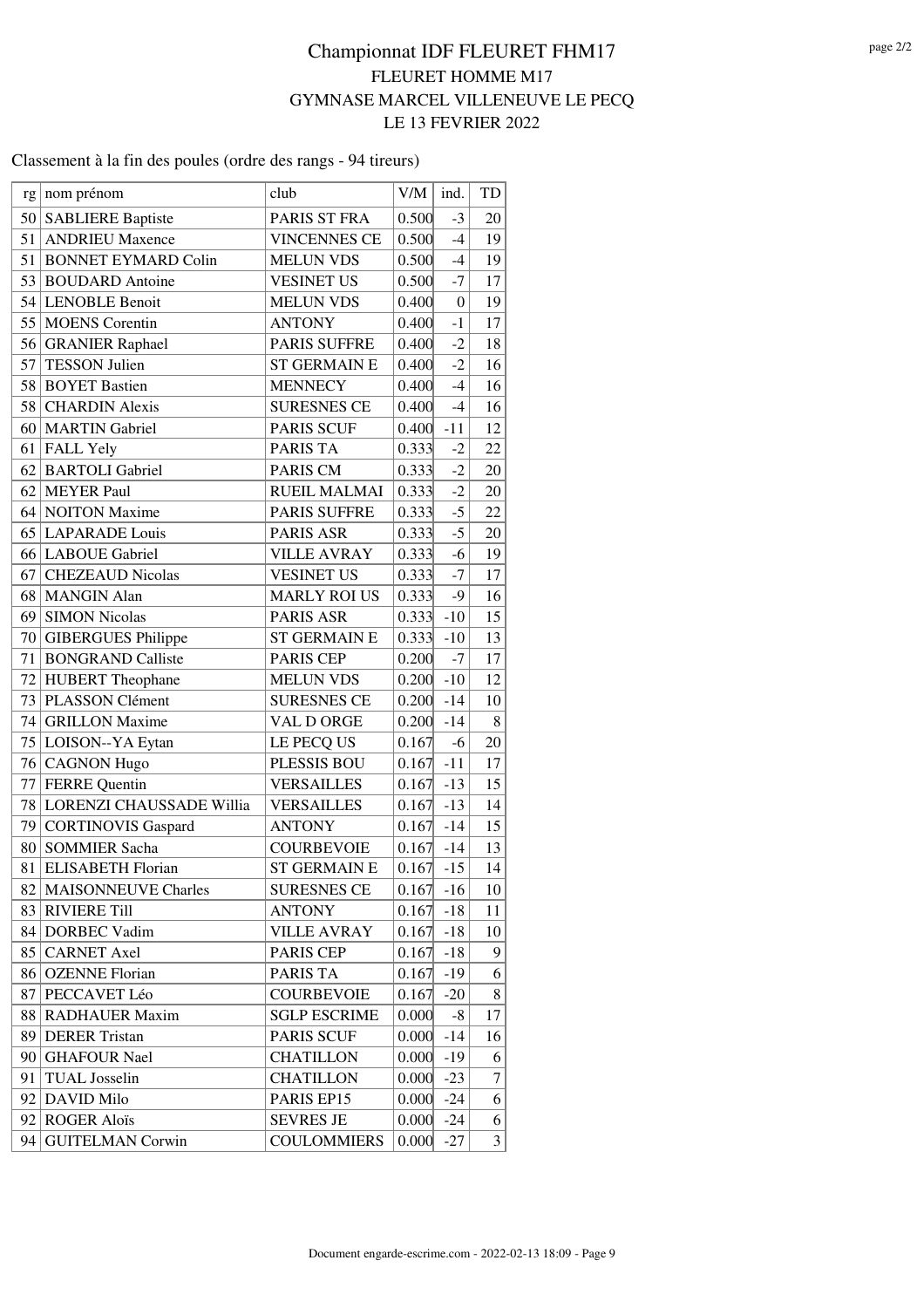# Championnat IDF FLEURET FHM17

## FLEURET HOMME M17

## GYMNASE MARCEL VILLENEUVE LE PECQ

## LE 13 FEVRIER 2022

Classement à la fin des poules (ordre des rangs - 94 tireurs)

| rg | nom prénom | club | V/M | ind. | TD |
|---|---|---|---|---|---|
| 50 | SABLIERE Baptiste | PARIS ST FRA | 0.500 | -3 | 20 |
| 51 | ANDRIEU Maxence | VINCENNES CE | 0.500 | -4 | 19 |
| 51 | BONNET EYMARD Colin | MELUN VDS | 0.500 | -4 | 19 |
| 53 | BOUDARD Antoine | VESINET US | 0.500 | -7 | 17 |
| 54 | LENOBLE Benoit | MELUN VDS | 0.400 | 0 | 19 |
| 55 | MOENS Corentin | ANTONY | 0.400 | -1 | 17 |
| 56 | GRANIER Raphael | PARIS SUFFRE | 0.400 | -2 | 18 |
| 57 | TESSON Julien | ST GERMAIN E | 0.400 | -2 | 16 |
| 58 | BOYET Bastien | MENNECY | 0.400 | -4 | 16 |
| 58 | CHARDIN Alexis | SURESNES CE | 0.400 | -4 | 16 |
| 60 | MARTIN Gabriel | PARIS SCUF | 0.400 | -11 | 12 |
| 61 | FALL Yely | PARIS TA | 0.333 | -2 | 22 |
| 62 | BARTOLI Gabriel | PARIS CM | 0.333 | -2 | 20 |
| 62 | MEYER Paul | RUEIL MALMAI | 0.333 | -2 | 20 |
| 64 | NOITON Maxime | PARIS SUFFRE | 0.333 | -5 | 22 |
| 65 | LAPARADE Louis | PARIS ASR | 0.333 | -5 | 20 |
| 66 | LABOUE Gabriel | VILLE AVRAY | 0.333 | -6 | 19 |
| 67 | CHEZEAUD Nicolas | VESINET US | 0.333 | -7 | 17 |
| 68 | MANGIN Alan | MARLY ROI US | 0.333 | -9 | 16 |
| 69 | SIMON Nicolas | PARIS ASR | 0.333 | -10 | 15 |
| 70 | GIBERGUES Philippe | ST GERMAIN E | 0.333 | -10 | 13 |
| 71 | BONGRAND Calliste | PARIS CEP | 0.200 | -7 | 17 |
| 72 | HUBERT Theophane | MELUN VDS | 0.200 | -10 | 12 |
| 73 | PLASSON Clément | SURESNES CE | 0.200 | -14 | 10 |
| 74 | GRILLON Maxime | VAL D ORGE | 0.200 | -14 | 8 |
| 75 | LOISON--YA Eytan | LE PECQ US | 0.167 | -6 | 20 |
| 76 | CAGNON Hugo | PLESSIS BOU | 0.167 | -11 | 17 |
| 77 | FERRE Quentin | VERSAILLES | 0.167 | -13 | 15 |
| 78 | LORENZI CHAUSSADE Willia | VERSAILLES | 0.167 | -13 | 14 |
| 79 | CORTINOVIS Gaspard | ANTONY | 0.167 | -14 | 15 |
| 80 | SOMMIER Sacha | COURBEVOIE | 0.167 | -14 | 13 |
| 81 | ELISABETH Florian | ST GERMAIN E | 0.167 | -15 | 14 |
| 82 | MAISONNEUVE Charles | SURESNES CE | 0.167 | -16 | 10 |
| 83 | RIVIERE Till | ANTONY | 0.167 | -18 | 11 |
| 84 | DORBEC Vadim | VILLE AVRAY | 0.167 | -18 | 10 |
| 85 | CARNET Axel | PARIS CEP | 0.167 | -18 | 9 |
| 86 | OZENNE Florian | PARIS TA | 0.167 | -19 | 6 |
| 87 | PECCAVET Léo | COURBEVOIE | 0.167 | -20 | 8 |
| 88 | RADHAUER Maxim | SGLP ESCRIME | 0.000 | -8 | 17 |
| 89 | DERER Tristan | PARIS SCUF | 0.000 | -14 | 16 |
| 90 | GHAFOUR Nael | CHATILLON | 0.000 | -19 | 6 |
| 91 | TUAL Josselin | CHATILLON | 0.000 | -23 | 7 |
| 92 | DAVID Milo | PARIS EP15 | 0.000 | -24 | 6 |
| 92 | ROGER Aloïs | SEVRES JE | 0.000 | -24 | 6 |
| 94 | GUITELMAN Corwin | COULOMMIERS | 0.000 | -27 | 3 |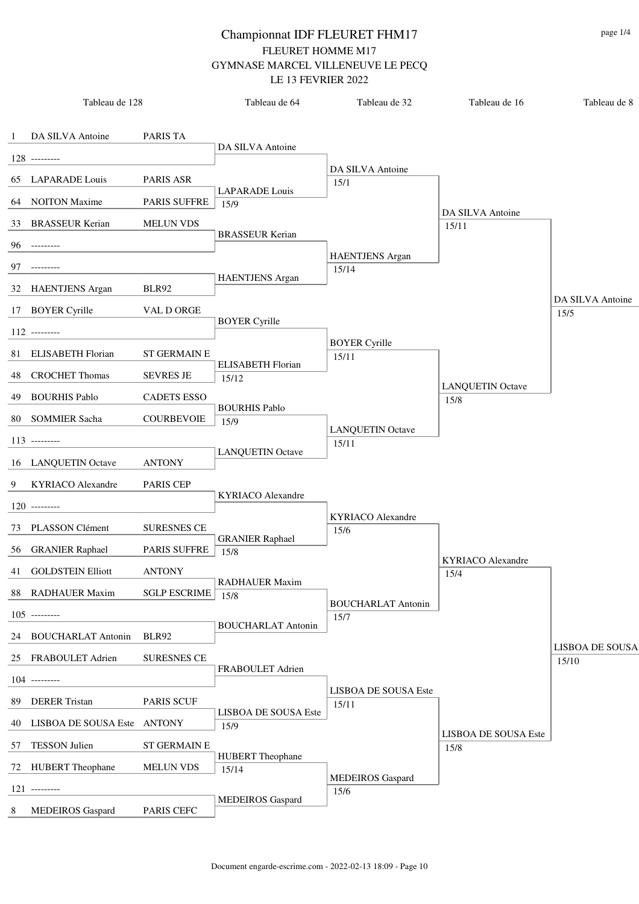# Championnat IDF FLEURET FHM17

FLEURET HOMME M17

GYMNASE MARCEL VILLENEUVE LE PECQ

LE 13 FEVRIER 2022

| Tableau de 128 | | | Tableau de 64 | Tableau de 32 | Tableau de 16 | Tableau de 8 |
|---|---|---|---|---|---|---|
| 1 | DA SILVA Antoine | PARIS TA | DA SILVA Antoine | DA SILVA Antoine 15/1 | DA SILVA Antoine 15/11 | DA SILVA Antoine 15/5 |
| 128 | --------- | | | | | |
| 65 | LAPARADE Louis | PARIS ASR | LAPARADE Louis 15/9 | | | |
| 64 | NOITON Maxime | PARIS SUFFRE | | | | |
| 33 | BRASSEUR Kerian | MELUN VDS | BRASSEUR Kerian | HAENTJENS Argan 15/14 | | |
| 96 | --------- | | | | | |
| 97 | --------- | | HAENTJENS Argan | | | |
| 32 | HAENTJENS Argan | BLR92 | | | | |
| 17 | BOYER Cyrille | VAL D ORGE | BOYER Cyrille | BOYER Cyrille 15/11 | LANQUETIN Octave 15/8 | |
| 112 | --------- | | | | | |
| 81 | ELISABETH Florian | ST GERMAIN E | ELISABETH Florian 15/12 | | | |
| 48 | CROCHET Thomas | SEVRES JE | | | | |
| 49 | BOURHIS Pablo | CADETS ESSO | BOURHIS Pablo 15/9 | LANQUETIN Octave 15/11 | | |
| 80 | SOMMIER Sacha | COURBEVOIE | | | | |
| 113 | --------- | | LANQUETIN Octave | | | |
| 16 | LANQUETIN Octave | ANTONY | | | | |
| 9 | KYRIACO Alexandre | PARIS CEP | KYRIACO Alexandre | KYRIACO Alexandre 15/6 | KYRIACO Alexandre 15/4 | LISBOA DE SOUSA 15/10 |
| 120 | --------- | | | | | |
| 73 | PLASSON Clément | SURESNES CE | GRANIER Raphael 15/8 | | | |
| 56 | GRANIER Raphael | PARIS SUFFRE | | | | |
| 41 | GOLDSTEIN Elliott | ANTONY | RADHAUER Maxim 15/8 | BOUCHARLAT Antonin 15/7 | | |
| 88 | RADHAUER Maxim | SGLP ESCRIME | | | | |
| 105 | --------- | | BOUCHARLAT Antonin | | | |
| 24 | BOUCHARLAT Antonin | BLR92 | | | | |
| 25 | FRABOULET Adrien | SURESNES CE | FRABOULET Adrien | LISBOA DE SOUSA Este 15/11 | LISBOA DE SOUSA Este 15/8 | |
| 104 | --------- | | | | | |
| 89 | DERER Tristan | PARIS SCUF | LISBOA DE SOUSA Este 15/9 | | | |
| 40 | LISBOA DE SOUSA Este | ANTONY | | | | |
| 57 | TESSON Julien | ST GERMAIN E | HUBERT Theophane 15/14 | MEDEIROS Gaspard 15/6 | | |
| 72 | HUBERT Theophane | MELUN VDS | | | | |
| 121 | --------- | | MEDEIROS Gaspard | | | |
| 8 | MEDEIROS Gaspard | PARIS CEFC | | | | |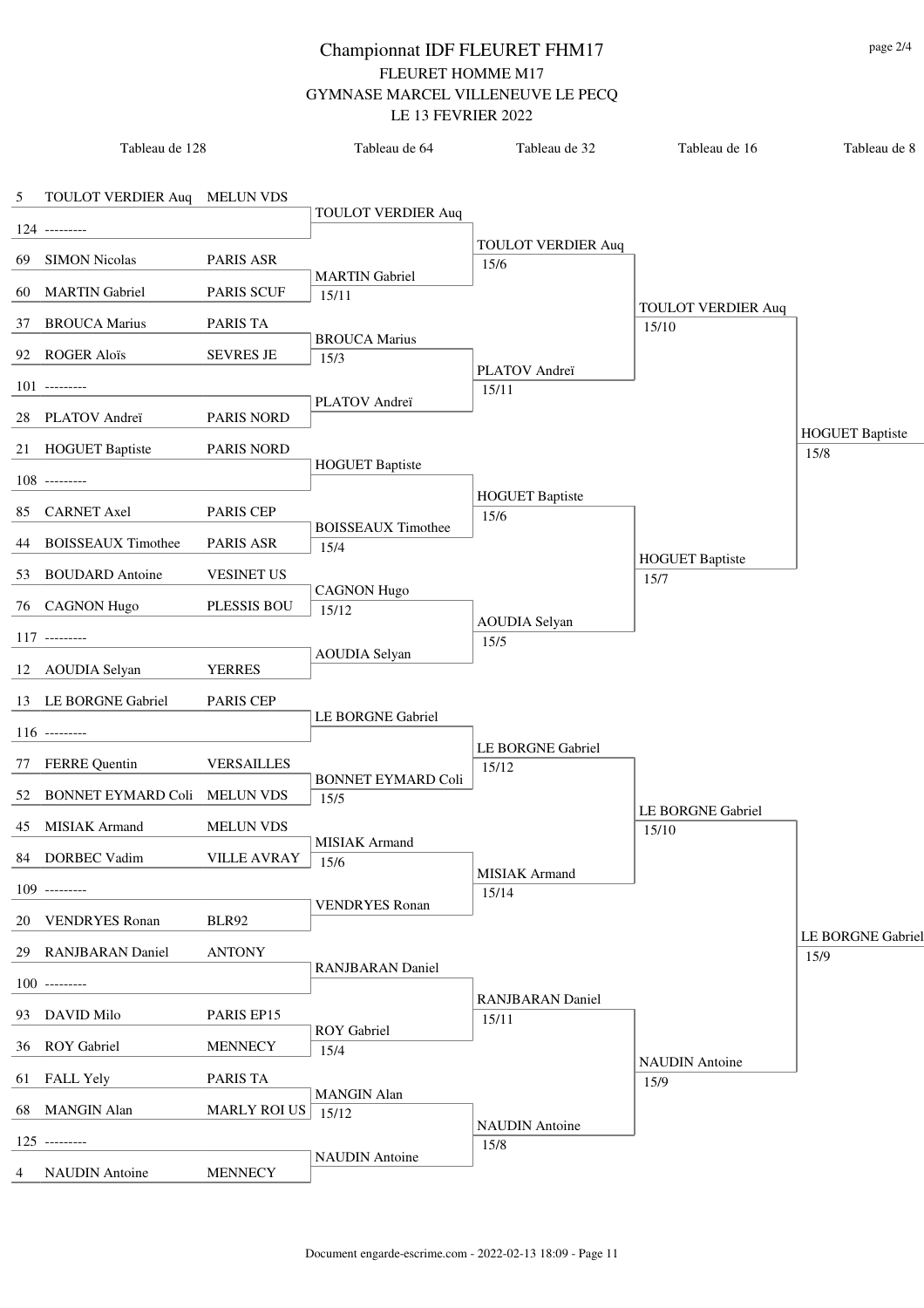# Championnat IDF FLEURET FHM17

FLEURET HOMME M17

GYMNASE MARCEL VILLENEUVE LE PECQ

LE 13 FEVRIER 2022

## Tableau de 128

| Seed | Nom | Club |
|---|---|---|
| 5 | TOULOT VERDIER Auq | MELUN VDS |
| 124 | --------- | |
| 69 | SIMON Nicolas | PARIS ASR |
| 60 | MARTIN Gabriel | PARIS SCUF |
| 37 | BROUCA Marius | PARIS TA |
| 92 | ROGER Aloïs | SEVRES JE |
| 101 | --------- | |
| 28 | PLATOV Andreï | PARIS NORD |
| 21 | HOGUET Baptiste | PARIS NORD |
| 108 | --------- | |
| 85 | CARNET Axel | PARIS CEP |
| 44 | BOISSEAUX Timothee | PARIS ASR |
| 53 | BOUDARD Antoine | VESINET US |
| 76 | CAGNON Hugo | PLESSIS BOU |
| 117 | --------- | |
| 12 | AOUDIA Selyan | YERRES |
| 13 | LE BORGNE Gabriel | PARIS CEP |
| 116 | --------- | |
| 77 | FERRE Quentin | VERSAILLES |
| 52 | BONNET EYMARD Coli | MELUN VDS |
| 45 | MISIAK Armand | MELUN VDS |
| 84 | DORBEC Vadim | VILLE AVRAY |
| 109 | --------- | |
| 20 | VENDRYES Ronan | BLR92 |
| 29 | RANJBARAN Daniel | ANTONY |
| 100 | --------- | |
| 93 | DAVID Milo | PARIS EP15 |
| 36 | ROY Gabriel | MENNECY |
| 61 | FALL Yely | PARIS TA |
| 68 | MANGIN Alan | MARLY ROI US |
| 125 | --------- | |
| 4 | NAUDIN Antoine | MENNECY |

## Tableau de 64

| Vainqueur | Score |
|---|---|
| TOULOT VERDIER Auq | |
| MARTIN Gabriel | 15/11 |
| BROUCA Marius | 15/3 |
| PLATOV Andreï | |
| HOGUET Baptiste | |
| BOISSEAUX Timothee | 15/4 |
| CAGNON Hugo | 15/12 |
| AOUDIA Selyan | |
| LE BORGNE Gabriel | |
| BONNET EYMARD Coli | 15/5 |
| MISIAK Armand | 15/6 |
| VENDRYES Ronan | |
| RANJBARAN Daniel | |
| ROY Gabriel | 15/4 |
| MANGIN Alan | 15/12 |
| NAUDIN Antoine | |

## Tableau de 32

| Vainqueur | Score |
|---|---|
| TOULOT VERDIER Auq | 15/6 |
| PLATOV Andreï | 15/11 |
| HOGUET Baptiste | 15/6 |
| AOUDIA Selyan | 15/5 |
| LE BORGNE Gabriel | 15/12 |
| MISIAK Armand | 15/14 |
| RANJBARAN Daniel | 15/11 |
| NAUDIN Antoine | 15/8 |

## Tableau de 16

| Vainqueur | Score |
|---|---|
| TOULOT VERDIER Auq | 15/10 |
| HOGUET Baptiste | 15/7 |
| LE BORGNE Gabriel | 15/10 |
| NAUDIN Antoine | 15/9 |

## Tableau de 8

| Vainqueur | Score |
|---|---|
| HOGUET Baptiste | 15/8 |
| LE BORGNE Gabriel | 15/9 |

Document engarde-escrime.com - 2022-02-13 18:09 - Page 11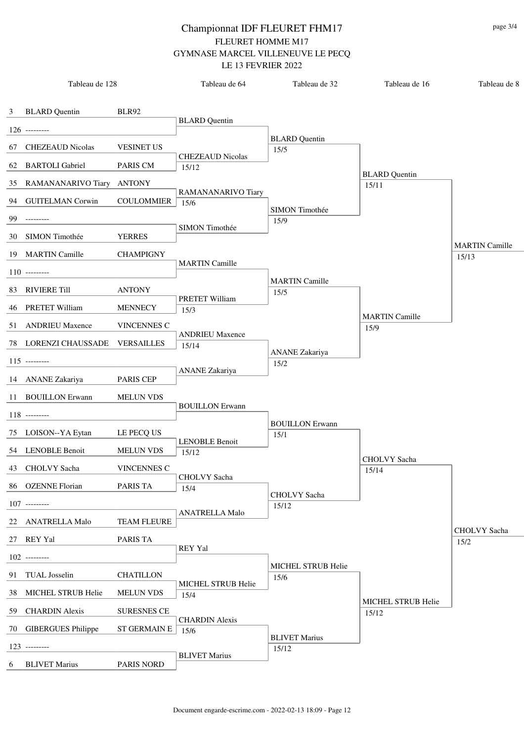# Championnat IDF FLEURET FHM17

FLEURET HOMME M17

GYMNASE MARCEL VILLENEUVE LE PECQ

LE 13 FEVRIER 2022

page 3/4

| Tableau de 128 | | | Tableau de 64 | Tableau de 32 | Tableau de 16 | Tableau de 8 |
|---|---|---|---|---|---|---|
| 3 | BLARD Quentin | BLR92 | BLARD Quentin | BLARD Quentin 15/5 | BLARD Quentin 15/11 | MARTIN Camille 15/13 |
| 126 | --------- | | | | | |
| 67 | CHEZEAUD Nicolas | VESINET US | CHEZEAUD Nicolas 15/12 | | | |
| 62 | BARTOLI Gabriel | PARIS CM | | | | |
| 35 | RAMANANARIVO Tiary | ANTONY | RAMANANARIVO Tiary 15/6 | SIMON Timothée 15/9 | | |
| 94 | GUITELMAN Corwin | COULOMMIER | | | | |
| 99 | --------- | | SIMON Timothée | | | |
| 30 | SIMON Timothée | YERRES | | | | |
| 19 | MARTIN Camille | CHAMPIGNY | MARTIN Camille | MARTIN Camille 15/5 | MARTIN Camille 15/9 | |
| 110 | --------- | | | | | |
| 83 | RIVIERE Till | ANTONY | PRETET William 15/3 | | | |
| 46 | PRETET William | MENNECY | | | | |
| 51 | ANDRIEU Maxence | VINCENNES C | ANDRIEU Maxence 15/14 | ANANE Zakariya 15/2 | | |
| 78 | LORENZI CHAUSSADE | VERSAILLES | | | | |
| 115 | --------- | | ANANE Zakariya | | | |
| 14 | ANANE Zakariya | PARIS CEP | | | | |
| 11 | BOUILLON Erwann | MELUN VDS | BOUILLON Erwann | BOUILLON Erwann 15/1 | CHOLVY Sacha 15/14 | CHOLVY Sacha 15/2 |
| 118 | --------- | | | | | |
| 75 | LOISON--YA Eytan | LE PECQ US | LENOBLE Benoit 15/12 | | | |
| 54 | LENOBLE Benoit | MELUN VDS | | | | |
| 43 | CHOLVY Sacha | VINCENNES C | CHOLVY Sacha 15/4 | CHOLVY Sacha 15/12 | | |
| 86 | OZENNE Florian | PARIS TA | | | | |
| 107 | --------- | | ANATRELLA Malo | | | |
| 22 | ANATRELLA Malo | TEAM FLEURE | | | | |
| 27 | REY Yal | PARIS TA | REY Yal | MICHEL STRUB Helie 15/6 | MICHEL STRUB Helie 15/12 | |
| 102 | --------- | | | | | |
| 91 | TUAL Josselin | CHATILLON | MICHEL STRUB Helie 15/4 | | | |
| 38 | MICHEL STRUB Helie | MELUN VDS | | | | |
| 59 | CHARDIN Alexis | SURESNES CE | CHARDIN Alexis 15/6 | BLIVET Marius 15/12 | | |
| 70 | GIBERGUES Philippe | ST GERMAIN E | | | | |
| 123 | --------- | | BLIVET Marius | | | |
| 6 | BLIVET Marius | PARIS NORD | | | | |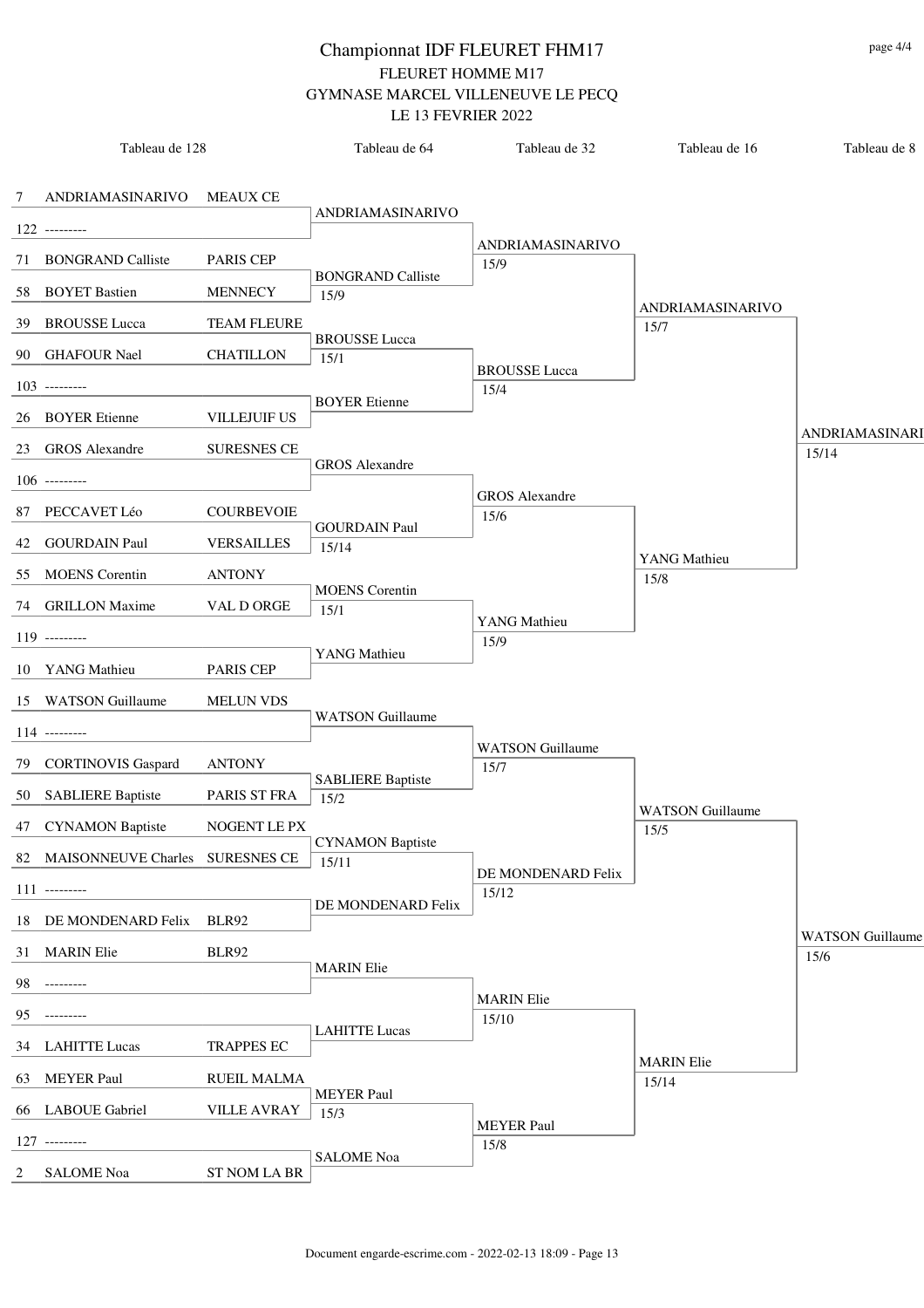# Championnat IDF FLEURET FHM17

FLEURET HOMME M17

GYMNASE MARCEL VILLENEUVE LE PECQ

LE 13 FEVRIER 2022

| Tableau de 128 | | | Tableau de 64 | Tableau de 32 | Tableau de 16 | Tableau de 8 |
|---|---|---|---|---|---|---|
| 7 | ANDRIAMASINARIVO | MEAUX CE | ANDRIAMASINARIVO | ANDRIAMASINARIVO 15/9 | ANDRIAMASINARIVO 15/7 | ANDRIAMASINARI 15/14 |
| 122 | --------- | | | | | |
| 71 | BONGRAND Calliste | PARIS CEP | BONGRAND Calliste 15/9 | | | |
| 58 | BOYET Bastien | MENNECY | | | | |
| 39 | BROUSSE Lucca | TEAM FLEURE | BROUSSE Lucca 15/1 | BROUSSE Lucca 15/4 | | |
| 90 | GHAFOUR Nael | CHATILLON | | | | |
| 103 | --------- | | BOYER Etienne | | | |
| 26 | BOYER Etienne | VILLEJUIF US | | | | |
| 23 | GROS Alexandre | SURESNES CE | GROS Alexandre | GROS Alexandre 15/6 | YANG Mathieu 15/8 | |
| 106 | --------- | | | | | |
| 87 | PECCAVET Léo | COURBEVOIE | GOURDAIN Paul 15/14 | | | |
| 42 | GOURDAIN Paul | VERSAILLES | | | | |
| 55 | MOENS Corentin | ANTONY | MOENS Corentin 15/1 | YANG Mathieu 15/9 | | |
| 74 | GRILLON Maxime | VAL D ORGE | | | | |
| 119 | --------- | | YANG Mathieu | | | |
| 10 | YANG Mathieu | PARIS CEP | | | | |
| 15 | WATSON Guillaume | MELUN VDS | WATSON Guillaume | WATSON Guillaume 15/7 | WATSON Guillaume 15/5 | WATSON Guillaume 15/6 |
| 114 | --------- | | | | | |
| 79 | CORTINOVIS Gaspard | ANTONY | SABLIERE Baptiste 15/2 | | | |
| 50 | SABLIERE Baptiste | PARIS ST FRA | | | | |
| 47 | CYNAMON Baptiste | NOGENT LE PX | CYNAMON Baptiste 15/11 | DE MONDENARD Felix 15/12 | | |
| 82 | MAISONNEUVE Charles | SURESNES CE | | | | |
| 111 | --------- | | DE MONDENARD Felix | | | |
| 18 | DE MONDENARD Felix | BLR92 | | | | |
| 31 | MARIN Elie | BLR92 | MARIN Elie | MARIN Elie 15/10 | MARIN Elie 15/14 | |
| 98 | --------- | | | | | |
| 95 | --------- | | LAHITTE Lucas | | | |
| 34 | LAHITTE Lucas | TRAPPES EC | | | | |
| 63 | MEYER Paul | RUEIL MALMA | MEYER Paul 15/3 | MEYER Paul 15/8 | | |
| 66 | LABOUE Gabriel | VILLE AVRAY | | | | |
| 127 | --------- | | SALOME Noa | | | |
| 2 | SALOME Noa | ST NOM LA BR | | | | |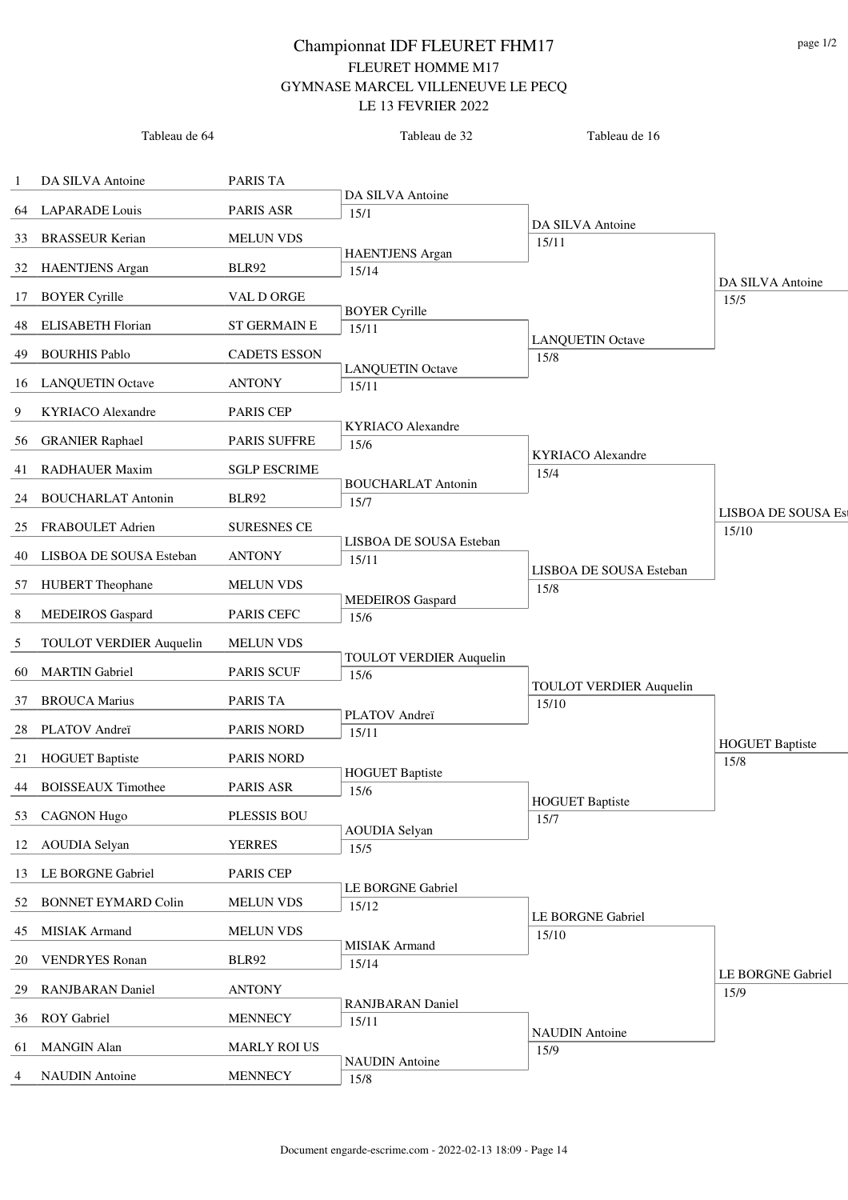# Championnat IDF FLEURET FHM17

## FLEURET HOMME M17

### GYMNASE MARCEL VILLENEUVE LE PECQ

### LE 13 FEVRIER 2022

| # | Tableau de 64 | Club | Tableau de 32 | Tableau de 16 | |
|---|---|---|---|---|---|
| 1 | DA SILVA Antoine | PARIS TA | DA SILVA Antoine 15/1 | DA SILVA Antoine 15/11 | DA SILVA Antoine 15/5 |
| 64 | LAPARADE Louis | PARIS ASR | | | |
| 33 | BRASSEUR Kerian | MELUN VDS | HAENTJENS Argan 15/14 | | |
| 32 | HAENTJENS Argan | BLR92 | | | |
| 17 | BOYER Cyrille | VAL D ORGE | BOYER Cyrille 15/11 | LANQUETIN Octave 15/8 | |
| 48 | ELISABETH Florian | ST GERMAIN E | | | |
| 49 | BOURHIS Pablo | CADETS ESSON | LANQUETIN Octave 15/11 | | |
| 16 | LANQUETIN Octave | ANTONY | | | |
| 9 | KYRIACO Alexandre | PARIS CEP | KYRIACO Alexandre 15/6 | KYRIACO Alexandre 15/4 | LISBOA DE SOUSA Es 15/10 |
| 56 | GRANIER Raphael | PARIS SUFFRE | | | |
| 41 | RADHAUER Maxim | SGLP ESCRIME | BOUCHARLAT Antonin 15/7 | | |
| 24 | BOUCHARLAT Antonin | BLR92 | | | |
| 25 | FRABOULET Adrien | SURESNES CE | LISBOA DE SOUSA Esteban 15/11 | LISBOA DE SOUSA Esteban 15/8 | |
| 40 | LISBOA DE SOUSA Esteban | ANTONY | | | |
| 57 | HUBERT Theophane | MELUN VDS | MEDEIROS Gaspard 15/6 | | |
| 8 | MEDEIROS Gaspard | PARIS CEFC | | | |
| 5 | TOULOT VERDIER Auquelin | MELUN VDS | TOULOT VERDIER Auquelin 15/6 | TOULOT VERDIER Auquelin 15/10 | HOGUET Baptiste 15/8 |
| 60 | MARTIN Gabriel | PARIS SCUF | | | |
| 37 | BROUCA Marius | PARIS TA | PLATOV Andreï 15/11 | | |
| 28 | PLATOV Andreï | PARIS NORD | | | |
| 21 | HOGUET Baptiste | PARIS NORD | HOGUET Baptiste 15/6 | HOGUET Baptiste 15/7 | |
| 44 | BOISSEAUX Timothee | PARIS ASR | | | |
| 53 | CAGNON Hugo | PLESSIS BOU | AOUDIA Selyan 15/5 | | |
| 12 | AOUDIA Selyan | YERRES | | | |
| 13 | LE BORGNE Gabriel | PARIS CEP | LE BORGNE Gabriel 15/12 | LE BORGNE Gabriel 15/10 | LE BORGNE Gabriel 15/9 |
| 52 | BONNET EYMARD Colin | MELUN VDS | | | |
| 45 | MISIAK Armand | MELUN VDS | MISIAK Armand 15/14 | | |
| 20 | VENDRYES Ronan | BLR92 | | | |
| 29 | RANJBARAN Daniel | ANTONY | RANJBARAN Daniel 15/11 | NAUDIN Antoine 15/9 | |
| 36 | ROY Gabriel | MENNECY | | | |
| 61 | MANGIN Alan | MARLY ROI US | NAUDIN Antoine 15/8 | | |
| 4 | NAUDIN Antoine | MENNECY | | | |

Document engarde-escrime.com - 2022-02-13 18:09 - Page 14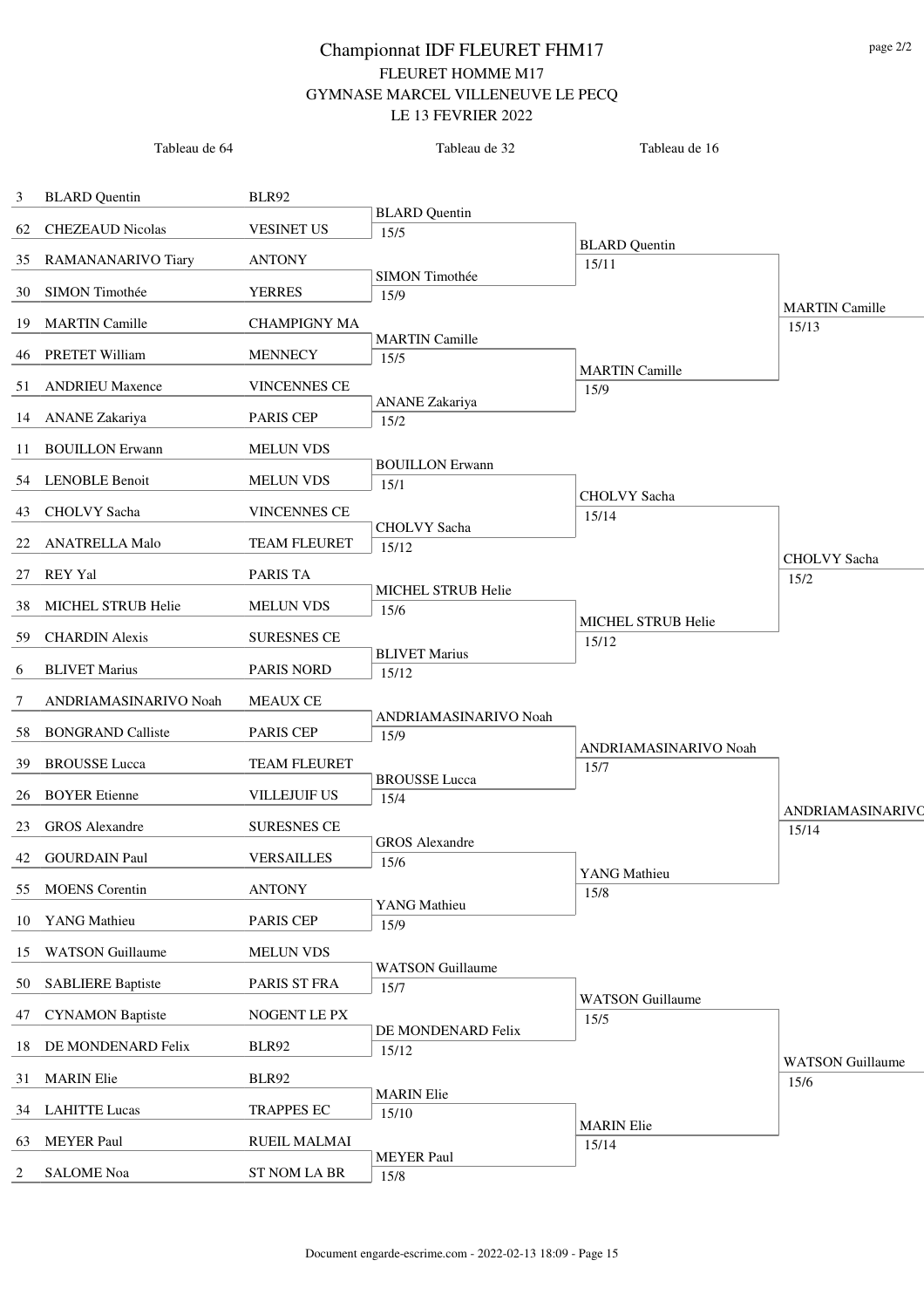# Championnat IDF FLEURET FHM17

## FLEURET HOMME M17

### GYMNASE MARCEL VILLENEUVE LE PECQ

### LE 13 FEVRIER 2022

| Seed | Tableau de 64 | Club | Tableau de 32 | Tableau de 16 | |
|---|---|---|---|---|---|
| 3 | BLARD Quentin | BLR92 | BLARD Quentin 15/5 | BLARD Quentin 15/11 | MARTIN Camille 15/13 |
| 62 | CHEZEAUD Nicolas | VESINET US | | | |
| 35 | RAMANANARIVO Tiary | ANTONY | SIMON Timothée 15/9 | | |
| 30 | SIMON Timothée | YERRES | | | |
| 19 | MARTIN Camille | CHAMPIGNY MA | MARTIN Camille 15/5 | MARTIN Camille 15/9 | |
| 46 | PRETET William | MENNECY | | | |
| 51 | ANDRIEU Maxence | VINCENNES CE | ANANE Zakariya 15/2 | | |
| 14 | ANANE Zakariya | PARIS CEP | | | |
| 11 | BOUILLON Erwann | MELUN VDS | BOUILLON Erwann 15/1 | CHOLVY Sacha 15/14 | CHOLVY Sacha 15/2 |
| 54 | LENOBLE Benoit | MELUN VDS | | | |
| 43 | CHOLVY Sacha | VINCENNES CE | CHOLVY Sacha 15/12 | | |
| 22 | ANATRELLA Malo | TEAM FLEURET | | | |
| 27 | REY Yal | PARIS TA | MICHEL STRUB Helie 15/6 | MICHEL STRUB Helie 15/12 | |
| 38 | MICHEL STRUB Helie | MELUN VDS | | | |
| 59 | CHARDIN Alexis | SURESNES CE | BLIVET Marius 15/12 | | |
| 6 | BLIVET Marius | PARIS NORD | | | |
| 7 | ANDRIAMASINARIVO Noah | MEAUX CE | ANDRIAMASINARIVO Noah 15/9 | ANDRIAMASINARIVO Noah 15/7 | ANDRIAMASINARIVO 15/14 |
| 58 | BONGRAND Calliste | PARIS CEP | | | |
| 39 | BROUSSE Lucca | TEAM FLEURET | BROUSSE Lucca 15/4 | | |
| 26 | BOYER Etienne | VILLEJUIF US | | | |
| 23 | GROS Alexandre | SURESNES CE | GROS Alexandre 15/6 | YANG Mathieu 15/8 | |
| 42 | GOURDAIN Paul | VERSAILLES | | | |
| 55 | MOENS Corentin | ANTONY | YANG Mathieu 15/9 | | |
| 10 | YANG Mathieu | PARIS CEP | | | |
| 15 | WATSON Guillaume | MELUN VDS | WATSON Guillaume 15/7 | WATSON Guillaume 15/5 | WATSON Guillaume 15/6 |
| 50 | SABLIERE Baptiste | PARIS ST FRA | | | |
| 47 | CYNAMON Baptiste | NOGENT LE PX | DE MONDENARD Felix 15/12 | | |
| 18 | DE MONDENARD Felix | BLR92 | | | |
| 31 | MARIN Elie | BLR92 | MARIN Elie 15/10 | MARIN Elie 15/14 | |
| 34 | LAHITTE Lucas | TRAPPES EC | | | |
| 63 | MEYER Paul | RUEIL MALMAI | MEYER Paul 15/8 | | |
| 2 | SALOME Noa | ST NOM LA BR | | | |

Document engarde-escrime.com - 2022-02-13 18:09 - Page 15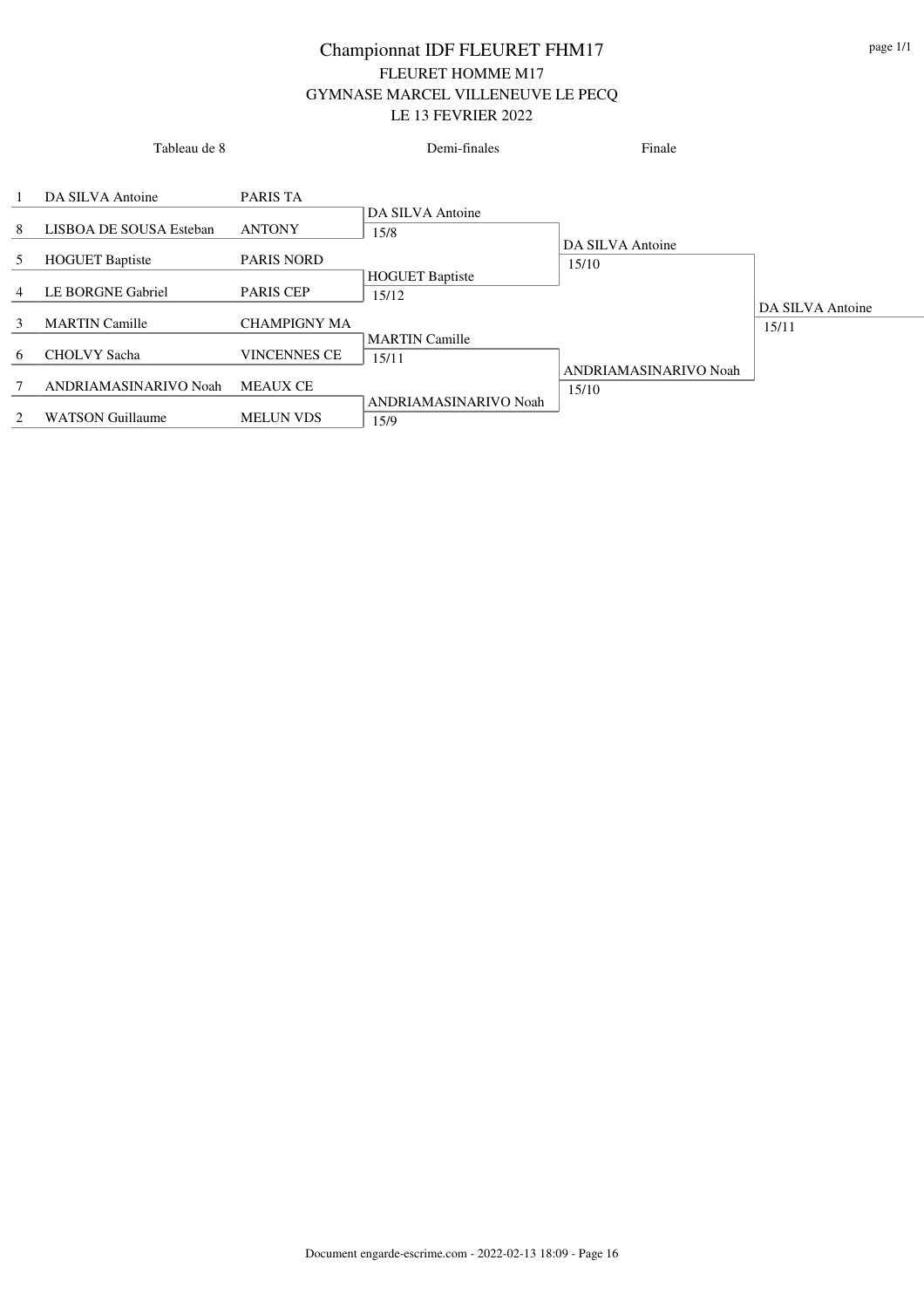# Championnat IDF FLEURET FHM17

FLEURET HOMME M17

GYMNASE MARCEL VILLENEUVE LE PECQ

LE 13 FEVRIER 2022

| Seed | Tableau de 8 | Club | Demi-finales | Finale | Vainqueur |
|---|---|---|---|---|---|
| 1 | DA SILVA Antoine | PARIS TA | DA SILVA Antoine 15/8 | DA SILVA Antoine 15/10 | DA SILVA Antoine 15/11 |
| 8 | LISBOA DE SOUSA Esteban | ANTONY | | | |
| 5 | HOGUET Baptiste | PARIS NORD | HOGUET Baptiste 15/12 | | |
| 4 | LE BORGNE Gabriel | PARIS CEP | | | |
| 3 | MARTIN Camille | CHAMPIGNY MA | MARTIN Camille 15/11 | ANDRIAMASINARIVO Noah 15/10 | |
| 6 | CHOLVY Sacha | VINCENNES CE | | | |
| 7 | ANDRIAMASINARIVO Noah | MEAUX CE | ANDRIAMASINARIVO Noah 15/9 | | |
| 2 | WATSON Guillaume | MELUN VDS | | | |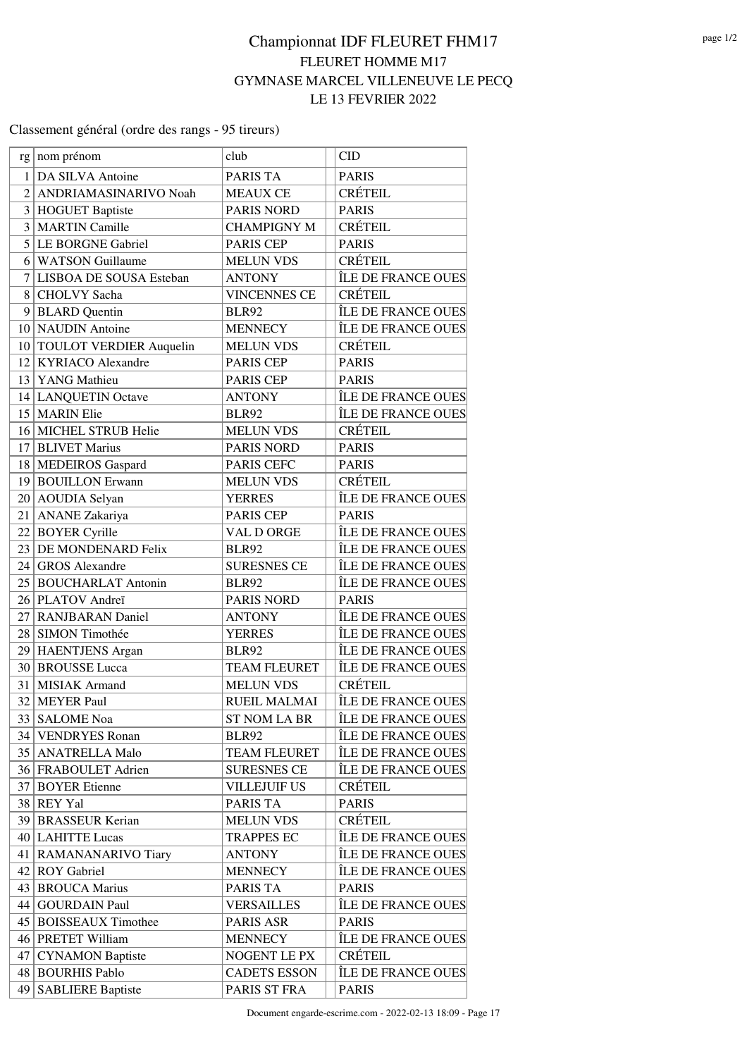# Championnat IDF FLEURET FHM17

## FLEURET HOMME M17

## GYMNASE MARCEL VILLENEUVE LE PECQ

## LE 13 FEVRIER 2022

Classement général (ordre des rangs - 95 tireurs)

| rg | nom prénom | club | | CID |
|---|---|---|---|---|
| 1 | DA SILVA Antoine | PARIS TA | | PARIS |
| 2 | ANDRIAMASINARIVO Noah | MEAUX CE | | CRÉTEIL |
| 3 | HOGUET Baptiste | PARIS NORD | | PARIS |
| 3 | MARTIN Camille | CHAMPIGNY M | | CRÉTEIL |
| 5 | LE BORGNE Gabriel | PARIS CEP | | PARIS |
| 6 | WATSON Guillaume | MELUN VDS | | CRÉTEIL |
| 7 | LISBOA DE SOUSA Esteban | ANTONY | | ÎLE DE FRANCE OUES |
| 8 | CHOLVY Sacha | VINCENNES CE | | CRÉTEIL |
| 9 | BLARD Quentin | BLR92 | | ÎLE DE FRANCE OUES |
| 10 | NAUDIN Antoine | MENNECY | | ÎLE DE FRANCE OUES |
| 10 | TOULOT VERDIER Auquelin | MELUN VDS | | CRÉTEIL |
| 12 | KYRIACO Alexandre | PARIS CEP | | PARIS |
| 13 | YANG Mathieu | PARIS CEP | | PARIS |
| 14 | LANQUETIN Octave | ANTONY | | ÎLE DE FRANCE OUES |
| 15 | MARIN Elie | BLR92 | | ÎLE DE FRANCE OUES |
| 16 | MICHEL STRUB Helie | MELUN VDS | | CRÉTEIL |
| 17 | BLIVET Marius | PARIS NORD | | PARIS |
| 18 | MEDEIROS Gaspard | PARIS CEFC | | PARIS |
| 19 | BOUILLON Erwann | MELUN VDS | | CRÉTEIL |
| 20 | AOUDIA Selyan | YERRES | | ÎLE DE FRANCE OUES |
| 21 | ANANE Zakariya | PARIS CEP | | PARIS |
| 22 | BOYER Cyrille | VAL D ORGE | | ÎLE DE FRANCE OUES |
| 23 | DE MONDENARD Felix | BLR92 | | ÎLE DE FRANCE OUES |
| 24 | GROS Alexandre | SURESNES CE | | ÎLE DE FRANCE OUES |
| 25 | BOUCHARLAT Antonin | BLR92 | | ÎLE DE FRANCE OUES |
| 26 | PLATOV Andreï | PARIS NORD | | PARIS |
| 27 | RANJBARAN Daniel | ANTONY | | ÎLE DE FRANCE OUES |
| 28 | SIMON Timothée | YERRES | | ÎLE DE FRANCE OUES |
| 29 | HAENTJENS Argan | BLR92 | | ÎLE DE FRANCE OUES |
| 30 | BROUSSE Lucca | TEAM FLEURET | | ÎLE DE FRANCE OUES |
| 31 | MISIAK Armand | MELUN VDS | | CRÉTEIL |
| 32 | MEYER Paul | RUEIL MALMAI | | ÎLE DE FRANCE OUES |
| 33 | SALOME Noa | ST NOM LA BR | | ÎLE DE FRANCE OUES |
| 34 | VENDRYES Ronan | BLR92 | | ÎLE DE FRANCE OUES |
| 35 | ANATRELLA Malo | TEAM FLEURET | | ÎLE DE FRANCE OUES |
| 36 | FRABOULET Adrien | SURESNES CE | | ÎLE DE FRANCE OUES |
| 37 | BOYER Etienne | VILLEJUIF US | | CRÉTEIL |
| 38 | REY Yal | PARIS TA | | PARIS |
| 39 | BRASSEUR Kerian | MELUN VDS | | CRÉTEIL |
| 40 | LAHITTE Lucas | TRAPPES EC | | ÎLE DE FRANCE OUES |
| 41 | RAMANANARIVO Tiary | ANTONY | | ÎLE DE FRANCE OUES |
| 42 | ROY Gabriel | MENNECY | | ÎLE DE FRANCE OUES |
| 43 | BROUCA Marius | PARIS TA | | PARIS |
| 44 | GOURDAIN Paul | VERSAILLES | | ÎLE DE FRANCE OUES |
| 45 | BOISSEAUX Timothee | PARIS ASR | | PARIS |
| 46 | PRETET William | MENNECY | | ÎLE DE FRANCE OUES |
| 47 | CYNAMON Baptiste | NOGENT LE PX | | CRÉTEIL |
| 48 | BOURHIS Pablo | CADETS ESSON | | ÎLE DE FRANCE OUES |
| 49 | SABLIERE Baptiste | PARIS ST FRA | | PARIS |

Document engarde-escrime.com - 2022-02-13 18:09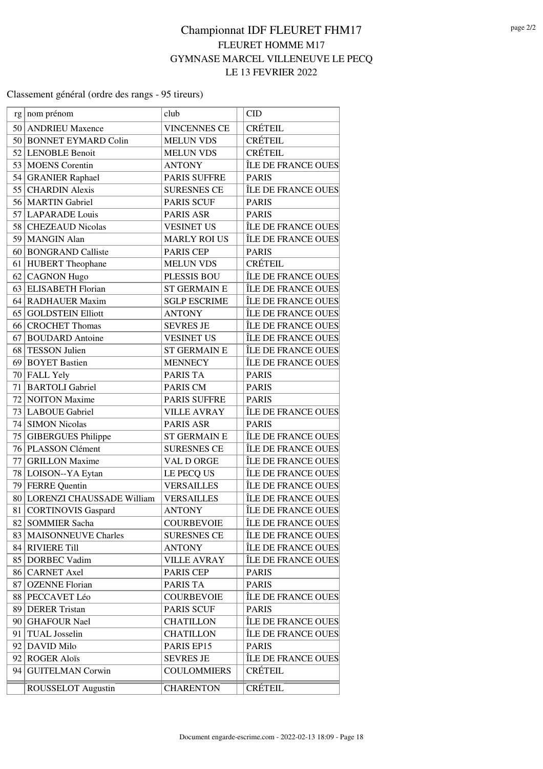# Championnat IDF FLEURET FHM17

## FLEURET HOMME M17

## GYMNASE MARCEL VILLENEUVE LE PECQ

## LE 13 FEVRIER 2022

Classement général (ordre des rangs - 95 tireurs)

| rg | nom prénom | club | | CID |
|---|---|---|---|---|
| 50 | ANDRIEU Maxence | VINCENNES CE | | CRÉTEIL |
| 50 | BONNET EYMARD Colin | MELUN VDS | | CRÉTEIL |
| 52 | LENOBLE Benoit | MELUN VDS | | CRÉTEIL |
| 53 | MOENS Corentin | ANTONY | | ÎLE DE FRANCE OUES |
| 54 | GRANIER Raphael | PARIS SUFFRE | | PARIS |
| 55 | CHARDIN Alexis | SURESNES CE | | ÎLE DE FRANCE OUES |
| 56 | MARTIN Gabriel | PARIS SCUF | | PARIS |
| 57 | LAPARADE Louis | PARIS ASR | | PARIS |
| 58 | CHEZEAUD Nicolas | VESINET US | | ÎLE DE FRANCE OUES |
| 59 | MANGIN Alan | MARLY ROI US | | ÎLE DE FRANCE OUES |
| 60 | BONGRAND Calliste | PARIS CEP | | PARIS |
| 61 | HUBERT Theophane | MELUN VDS | | CRÉTEIL |
| 62 | CAGNON Hugo | PLESSIS BOU | | ÎLE DE FRANCE OUES |
| 63 | ELISABETH Florian | ST GERMAIN E | | ÎLE DE FRANCE OUES |
| 64 | RADHAUER Maxim | SGLP ESCRIME | | ÎLE DE FRANCE OUES |
| 65 | GOLDSTEIN Elliott | ANTONY | | ÎLE DE FRANCE OUES |
| 66 | CROCHET Thomas | SEVRES JE | | ÎLE DE FRANCE OUES |
| 67 | BOUDARD Antoine | VESINET US | | ÎLE DE FRANCE OUES |
| 68 | TESSON Julien | ST GERMAIN E | | ÎLE DE FRANCE OUES |
| 69 | BOYET Bastien | MENNECY | | ÎLE DE FRANCE OUES |
| 70 | FALL Yely | PARIS TA | | PARIS |
| 71 | BARTOLI Gabriel | PARIS CM | | PARIS |
| 72 | NOITON Maxime | PARIS SUFFRE | | PARIS |
| 73 | LABOUE Gabriel | VILLE AVRAY | | ÎLE DE FRANCE OUES |
| 74 | SIMON Nicolas | PARIS ASR | | PARIS |
| 75 | GIBERGUES Philippe | ST GERMAIN E | | ÎLE DE FRANCE OUES |
| 76 | PLASSON Clément | SURESNES CE | | ÎLE DE FRANCE OUES |
| 77 | GRILLON Maxime | VAL D ORGE | | ÎLE DE FRANCE OUES |
| 78 | LOISON--YA Eytan | LE PECQ US | | ÎLE DE FRANCE OUES |
| 79 | FERRE Quentin | VERSAILLES | | ÎLE DE FRANCE OUES |
| 80 | LORENZI CHAUSSADE William | VERSAILLES | | ÎLE DE FRANCE OUES |
| 81 | CORTINOVIS Gaspard | ANTONY | | ÎLE DE FRANCE OUES |
| 82 | SOMMIER Sacha | COURBEVOIE | | ÎLE DE FRANCE OUES |
| 83 | MAISONNEUVE Charles | SURESNES CE | | ÎLE DE FRANCE OUES |
| 84 | RIVIERE Till | ANTONY | | ÎLE DE FRANCE OUES |
| 85 | DORBEC Vadim | VILLE AVRAY | | ÎLE DE FRANCE OUES |
| 86 | CARNET Axel | PARIS CEP | | PARIS |
| 87 | OZENNE Florian | PARIS TA | | PARIS |
| 88 | PECCAVET Léo | COURBEVOIE | | ÎLE DE FRANCE OUES |
| 89 | DERER Tristan | PARIS SCUF | | PARIS |
| 90 | GHAFOUR Nael | CHATILLON | | ÎLE DE FRANCE OUES |
| 91 | TUAL Josselin | CHATILLON | | ÎLE DE FRANCE OUES |
| 92 | DAVID Milo | PARIS EP15 | | PARIS |
| 92 | ROGER Aloïs | SEVRES JE | | ÎLE DE FRANCE OUES |
| 94 | GUITELMAN Corwin | COULOMMIERS | | CRÉTEIL |
| | ROUSSELOT Augustin | CHARENTON | | CRÉTEIL |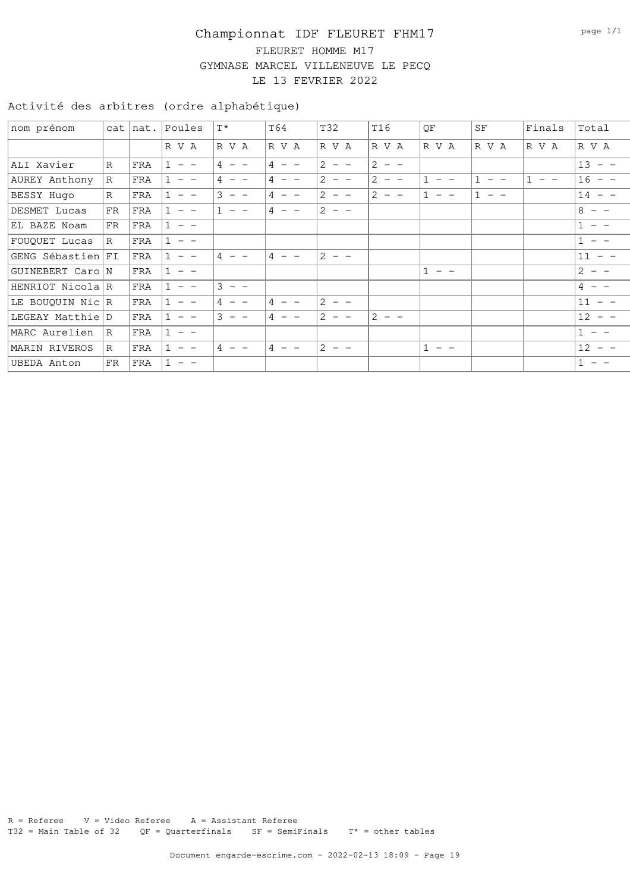# Championnat IDF FLEURET FHM17

FLEURET HOMME M17
GYMNASE MARCEL VILLENEUVE LE PECQ
LE 13 FEVRIER 2022

Activité des arbitres (ordre alphabétique)

| nom prénom | cat | nat. | Poules | T* | T64 | T32 | T16 | QF | SF | Finals | Total |
|---|---|---|---|---|---|---|---|---|---|---|---|
| | | | R V A | R V A | R V A | R V A | R V A | R V A | R V A | R V A | R V A |
| ALI Xavier | R | FRA | 1 - - | 4 - - | 4 - - | 2 - - | 2 - - | | | | 13 - - |
| AUREY Anthony | R | FRA | 1 - - | 4 - - | 4 - - | 2 - - | 2 - - | 1 - - | 1 - - | 1 - - | 16 - - |
| BESSY Hugo | R | FRA | 1 - - | 3 - - | 4 - - | 2 - - | 2 - - | 1 - - | 1 - - | | 14 - - |
| DESMET Lucas | FR | FRA | 1 - - | 1 - - | 4 - - | 2 - - | | | | | 8 - - |
| EL BAZE Noam | FR | FRA | 1 - - | | | | | | | | 1 - - |
| FOUQUET Lucas | R | FRA | 1 - - | | | | | | | | 1 - - |
| GENG Sébastien | FI | FRA | 1 - - | 4 - - | 4 - - | 2 - - | | | | | 11 - - |
| GUINEBERT Caro | N | FRA | 1 - - | | | | | 1 - - | | | 2 - - |
| HENRIOT Nicola | R | FRA | 1 - - | 3 - - | | | | | | | 4 - - |
| LE BOUQUIN Nic | R | FRA | 1 - - | 4 - - | 4 - - | 2 - - | | | | | 11 - - |
| LEGEAY Matthie | D | FRA | 1 - - | 3 - - | 4 - - | 2 - - | 2 - - | | | | 12 - - |
| MARC Aurelien | R | FRA | 1 - - | | | | | | | | 1 - - |
| MARIN RIVEROS | R | FRA | 1 - - | 4 - - | 4 - - | 2 - - | | 1 - - | | | 12 - - |
| UBEDA Anton | FR | FRA | 1 - - | | | | | | | | 1 - - |

R = Referee V = Video Referee A = Assistant Referee
T32 = Main Table of 32 QF = Quarterfinals SF = SemiFinals T* = other tables